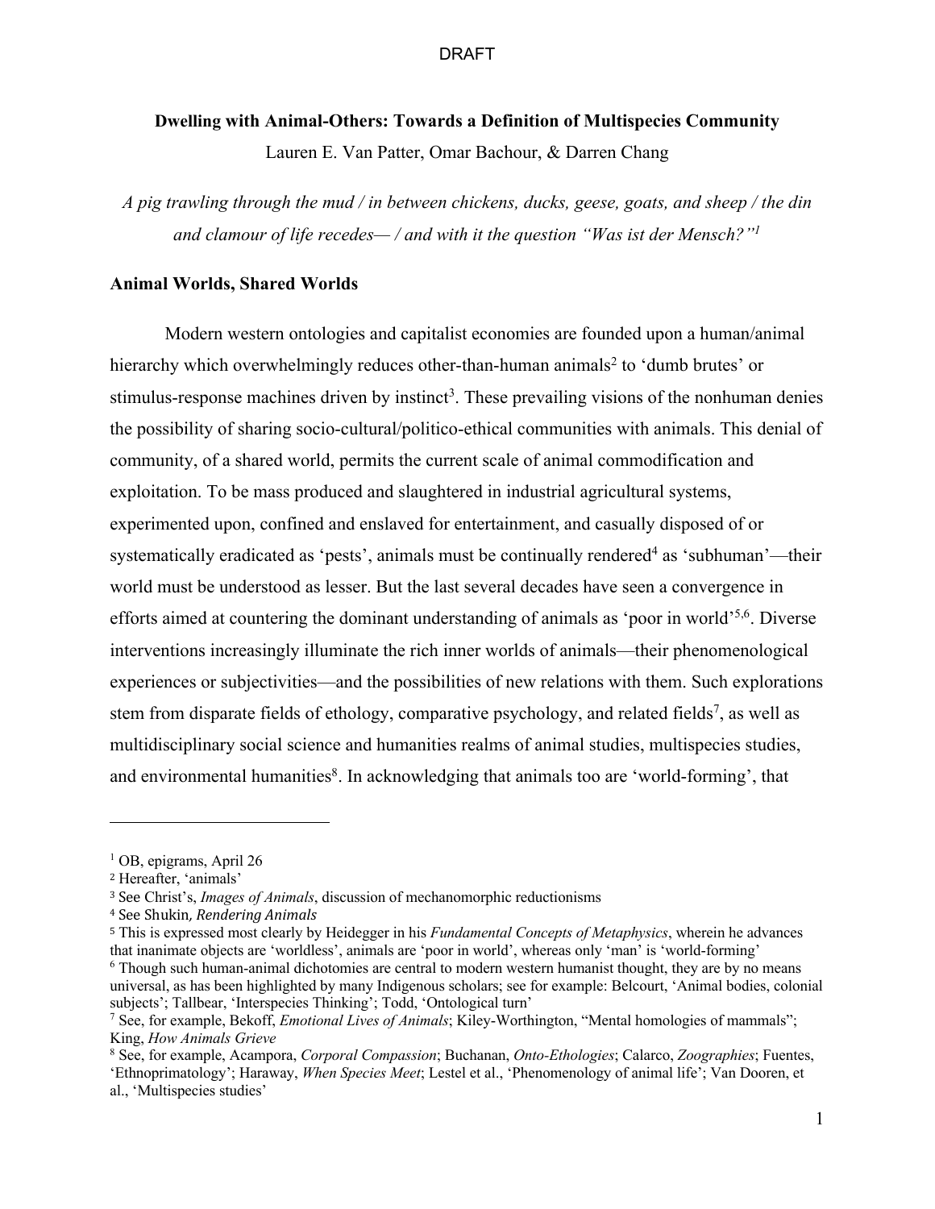DRAFT

**Dwelling with Animal-Others: Towards a Definition of Multispecies Community**

Lauren E. Van Patter, Omar Bachour, & Darren Chang

*A pig trawling through the mud / in between chickens, ducks, geese, goats, and sheep / the din and clamour of life recedes— / and with it the question "Was ist der Mensch?"*[1]

## Animal Worlds, Shared Worlds

Modern western ontologies and capitalist economies are founded upon a human/animal hierarchy which overwhelmingly reduces other-than-human animals[2] to 'dumb brutes' or stimulus-response machines driven by instinct[3]. These prevailing visions of the nonhuman denies the possibility of sharing socio-cultural/politico-ethical communities with animals. This denial of community, of a shared world, permits the current scale of animal commodification and exploitation. To be mass produced and slaughtered in industrial agricultural systems, experimented upon, confined and enslaved for entertainment, and casually disposed of or systematically eradicated as 'pests', animals must be continually rendered[4] as 'subhuman'—their world must be understood as lesser. But the last several decades have seen a convergence in efforts aimed at countering the dominant understanding of animals as 'poor in world'[5,6]. Diverse interventions increasingly illuminate the rich inner worlds of animals—their phenomenological experiences or subjectivities—and the possibilities of new relations with them. Such explorations stem from disparate fields of ethology, comparative psychology, and related fields[7], as well as multidisciplinary social science and humanities realms of animal studies, multispecies studies, and environmental humanities[8]. In acknowledging that animals too are 'world-forming', that

---

[1] OB, epigrams, April 26

[2] Hereafter, 'animals'

[3] See Christ's, *Images of Animals*, discussion of mechanomorphic reductionisms

[4] See Shukin, *Rendering Animals*

[5] This is expressed most clearly by Heidegger in his *Fundamental Concepts of Metaphysics*, wherein he advances that inanimate objects are 'worldless', animals are 'poor in world', whereas only 'man' is 'world-forming'

[6] Though such human-animal dichotomies are central to modern western humanist thought, they are by no means universal, as has been highlighted by many Indigenous scholars; see for example: Belcourt, 'Animal bodies, colonial subjects'; Tallbear, 'Interspecies Thinking'; Todd, 'Ontological turn'

[7] See, for example, Bekoff, *Emotional Lives of Animals*; Kiley-Worthington, "Mental homologies of mammals"; King, *How Animals Grieve*

[8] See, for example, Acampora, *Corporal Compassion*; Buchanan, *Onto-Ethologies*; Calarco, *Zoographies*; Fuentes, 'Ethnoprimatology'; Haraway, *When Species Meet*; Lestel et al., 'Phenomenology of animal life'; Van Dooren, et al., 'Multispecies studies'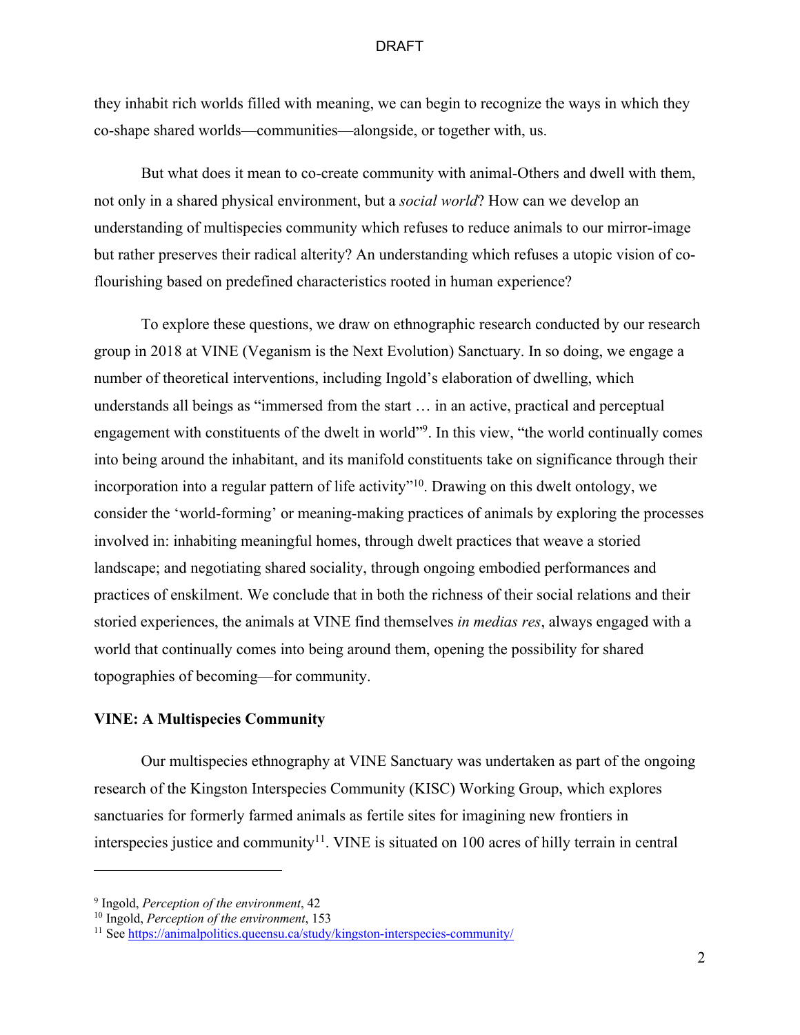they inhabit rich worlds filled with meaning, we can begin to recognize the ways in which they co-shape shared worlds—communities—alongside, or together with, us.

But what does it mean to co-create community with animal-Others and dwell with them, not only in a shared physical environment, but a *social world*? How can we develop an understanding of multispecies community which refuses to reduce animals to our mirror-image but rather preserves their radical alterity? An understanding which refuses a utopic vision of co-flourishing based on predefined characteristics rooted in human experience?

To explore these questions, we draw on ethnographic research conducted by our research group in 2018 at VINE (Veganism is the Next Evolution) Sanctuary. In so doing, we engage a number of theoretical interventions, including Ingold's elaboration of dwelling, which understands all beings as "immersed from the start … in an active, practical and perceptual engagement with constituents of the dwelt in world"[9]. In this view, "the world continually comes into being around the inhabitant, and its manifold constituents take on significance through their incorporation into a regular pattern of life activity"[10]. Drawing on this dwelt ontology, we consider the 'world-forming' or meaning-making practices of animals by exploring the processes involved in: inhabiting meaningful homes, through dwelt practices that weave a storied landscape; and negotiating shared sociality, through ongoing embodied performances and practices of enskilment. We conclude that in both the richness of their social relations and their storied experiences, the animals at VINE find themselves *in medias res*, always engaged with a world that continually comes into being around them, opening the possibility for shared topographies of becoming—for community.

## VINE: A Multispecies Community

Our multispecies ethnography at VINE Sanctuary was undertaken as part of the ongoing research of the Kingston Interspecies Community (KISC) Working Group, which explores sanctuaries for formerly farmed animals as fertile sites for imagining new frontiers in interspecies justice and community[11]. VINE is situated on 100 acres of hilly terrain in central

---

[9] Ingold, *Perception of the environment*, 42

[10] Ingold, *Perception of the environment*, 153

[11] See https://animalpolitics.queensu.ca/study/kingston-interspecies-community/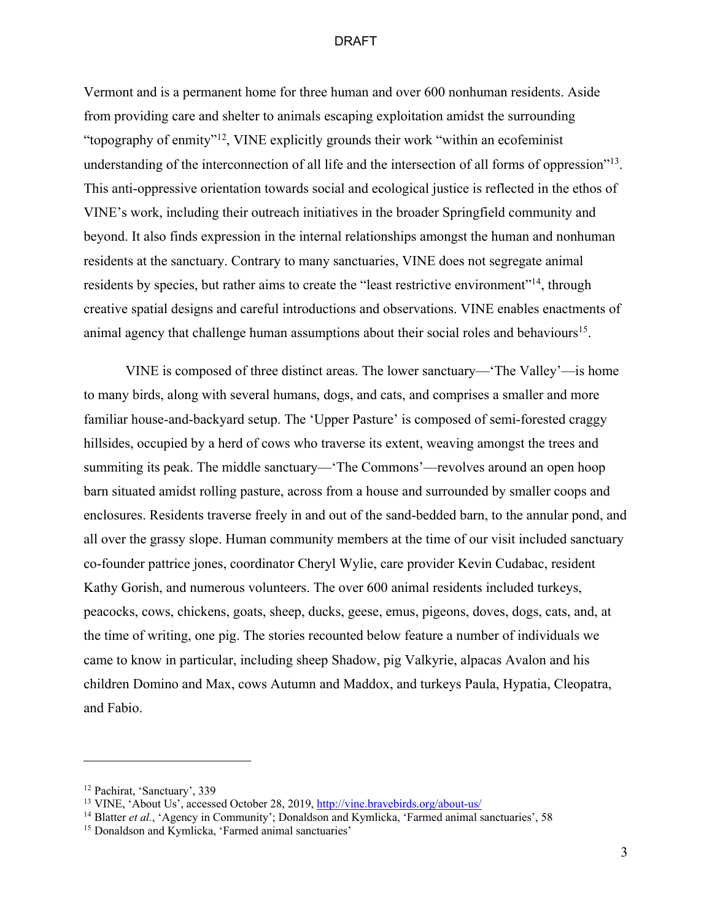Vermont and is a permanent home for three human and over 600 nonhuman residents. Aside from providing care and shelter to animals escaping exploitation amidst the surrounding "topography of enmity"[12], VINE explicitly grounds their work "within an ecofeminist understanding of the interconnection of all life and the intersection of all forms of oppression"[13]. This anti-oppressive orientation towards social and ecological justice is reflected in the ethos of VINE's work, including their outreach initiatives in the broader Springfield community and beyond. It also finds expression in the internal relationships amongst the human and nonhuman residents at the sanctuary. Contrary to many sanctuaries, VINE does not segregate animal residents by species, but rather aims to create the "least restrictive environment"[14], through creative spatial designs and careful introductions and observations. VINE enables enactments of animal agency that challenge human assumptions about their social roles and behaviours[15].

VINE is composed of three distinct areas. The lower sanctuary—'The Valley'—is home to many birds, along with several humans, dogs, and cats, and comprises a smaller and more familiar house-and-backyard setup. The 'Upper Pasture' is composed of semi-forested craggy hillsides, occupied by a herd of cows who traverse its extent, weaving amongst the trees and summiting its peak. The middle sanctuary—'The Commons'—revolves around an open hoop barn situated amidst rolling pasture, across from a house and surrounded by smaller coops and enclosures. Residents traverse freely in and out of the sand-bedded barn, to the annular pond, and all over the grassy slope. Human community members at the time of our visit included sanctuary co-founder pattrice jones, coordinator Cheryl Wylie, care provider Kevin Cudabac, resident Kathy Gorish, and numerous volunteers. The over 600 animal residents included turkeys, peacocks, cows, chickens, goats, sheep, ducks, geese, emus, pigeons, doves, dogs, cats, and, at the time of writing, one pig. The stories recounted below feature a number of individuals we came to know in particular, including sheep Shadow, pig Valkyrie, alpacas Avalon and his children Domino and Max, cows Autumn and Maddox, and turkeys Paula, Hypatia, Cleopatra, and Fabio.

---

[12] Pachirat, 'Sanctuary', 339

[13] VINE, 'About Us', accessed October 28, 2019, http://vine.bravebirds.org/about-us/

[14] Blatter *et al.*, 'Agency in Community'; Donaldson and Kymlicka, 'Farmed animal sanctuaries', 58

[15] Donaldson and Kymlicka, 'Farmed animal sanctuaries'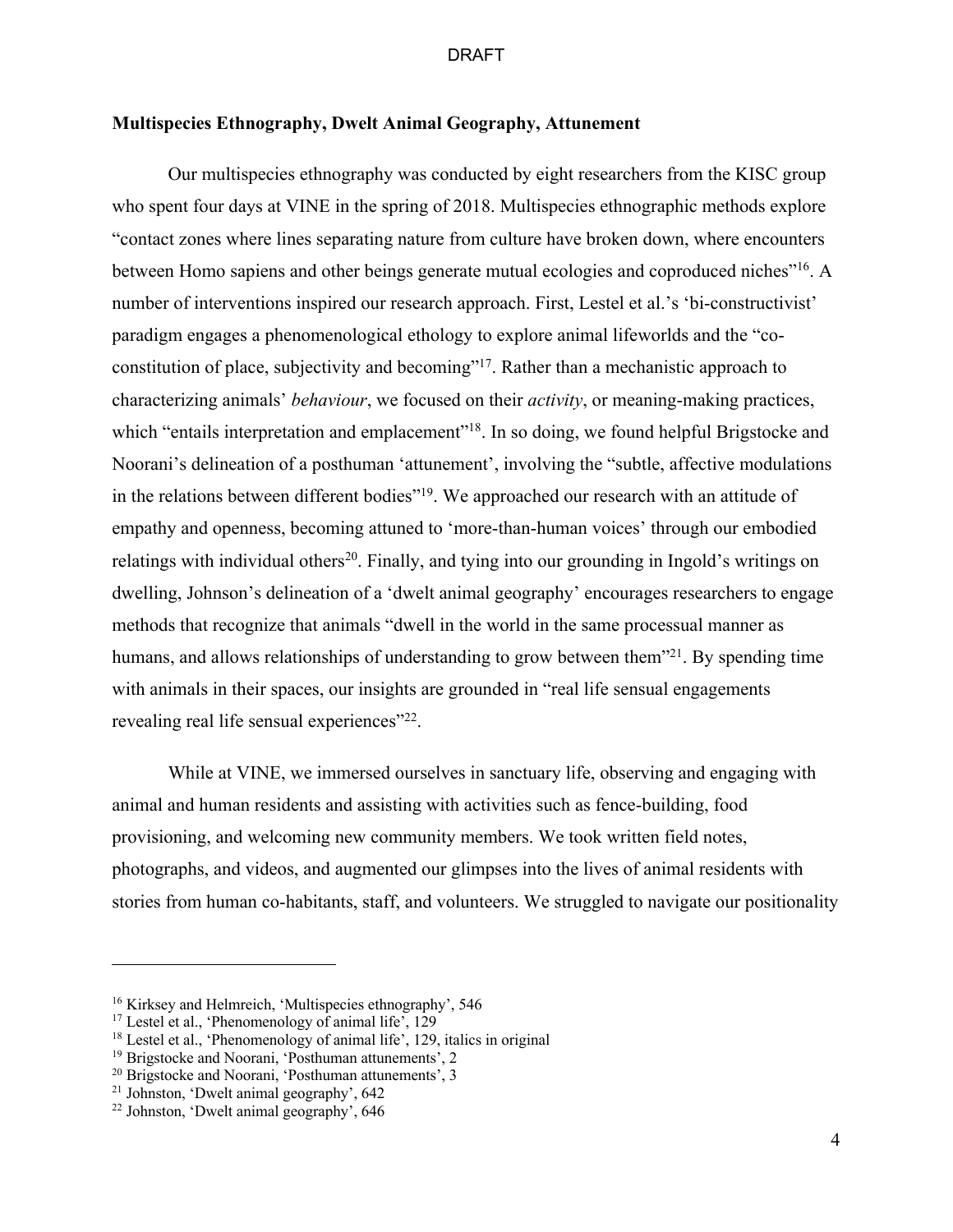### Multispecies Ethnography, Dwelt Animal Geography, Attunement

Our multispecies ethnography was conducted by eight researchers from the KISC group who spent four days at VINE in the spring of 2018. Multispecies ethnographic methods explore "contact zones where lines separating nature from culture have broken down, where encounters between Homo sapiens and other beings generate mutual ecologies and coproduced niches"[16]. A number of interventions inspired our research approach. First, Lestel et al.'s 'bi-constructivist' paradigm engages a phenomenological ethology to explore animal lifeworlds and the "co-constitution of place, subjectivity and becoming"[17]. Rather than a mechanistic approach to characterizing animals' *behaviour*, we focused on their *activity*, or meaning-making practices, which "entails interpretation and emplacement"[18]. In so doing, we found helpful Brigstocke and Noorani's delineation of a posthuman 'attunement', involving the "subtle, affective modulations in the relations between different bodies"[19]. We approached our research with an attitude of empathy and openness, becoming attuned to 'more-than-human voices' through our embodied relatings with individual others[20]. Finally, and tying into our grounding in Ingold's writings on dwelling, Johnson's delineation of a 'dwelt animal geography' encourages researchers to engage methods that recognize that animals "dwell in the world in the same processual manner as humans, and allows relationships of understanding to grow between them"[21]. By spending time with animals in their spaces, our insights are grounded in "real life sensual engagements revealing real life sensual experiences"[22].

While at VINE, we immersed ourselves in sanctuary life, observing and engaging with animal and human residents and assisting with activities such as fence-building, food provisioning, and welcoming new community members. We took written field notes, photographs, and videos, and augmented our glimpses into the lives of animal residents with stories from human co-habitants, staff, and volunteers. We struggled to navigate our positionality

---

[16] Kirksey and Helmreich, 'Multispecies ethnography', 546

[17] Lestel et al., 'Phenomenology of animal life', 129

[18] Lestel et al., 'Phenomenology of animal life', 129, italics in original

[19] Brigstocke and Noorani, 'Posthuman attunements', 2

[20] Brigstocke and Noorani, 'Posthuman attunements', 3

[21] Johnston, 'Dwelt animal geography', 642

[22] Johnston, 'Dwelt animal geography', 646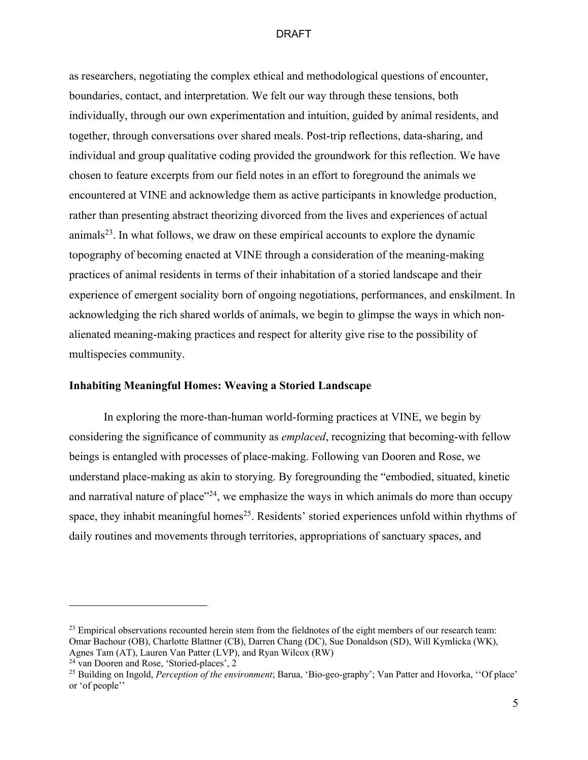as researchers, negotiating the complex ethical and methodological questions of encounter, boundaries, contact, and interpretation. We felt our way through these tensions, both individually, through our own experimentation and intuition, guided by animal residents, and together, through conversations over shared meals. Post-trip reflections, data-sharing, and individual and group qualitative coding provided the groundwork for this reflection. We have chosen to feature excerpts from our field notes in an effort to foreground the animals we encountered at VINE and acknowledge them as active participants in knowledge production, rather than presenting abstract theorizing divorced from the lives and experiences of actual animals[23]. In what follows, we draw on these empirical accounts to explore the dynamic topography of becoming enacted at VINE through a consideration of the meaning-making practices of animal residents in terms of their inhabitation of a storied landscape and their experience of emergent sociality born of ongoing negotiations, performances, and enskilment. In acknowledging the rich shared worlds of animals, we begin to glimpse the ways in which non-alienated meaning-making practices and respect for alterity give rise to the possibility of multispecies community.

**Inhabiting Meaningful Homes: Weaving a Storied Landscape**

In exploring the more-than-human world-forming practices at VINE, we begin by considering the significance of community as *emplaced*, recognizing that becoming-with fellow beings is entangled with processes of place-making. Following van Dooren and Rose, we understand place-making as akin to storying. By foregrounding the "embodied, situated, kinetic and narrative nature of place"[24], we emphasize the ways in which animals do more than occupy space, they inhabit meaningful homes[25]. Residents' storied experiences unfold within rhythms of daily routines and movements through territories, appropriations of sanctuary spaces, and

---

[23] Empirical observations recounted herein stem from the fieldnotes of the eight members of our research team: Omar Bachour (OB), Charlotte Blattner (CB), Darren Chang (DC), Sue Donaldson (SD), Will Kymlicka (WK), Agnes Tam (AT), Lauren Van Patter (LVP), and Ryan Wilcox (RW)

[24] van Dooren and Rose, 'Storied-places', 2

[25] Building on Ingold, *Perception of the environment*; Barua, 'Bio-geo-graphy'; Van Patter and Hovorka, ''Of place' or 'of people''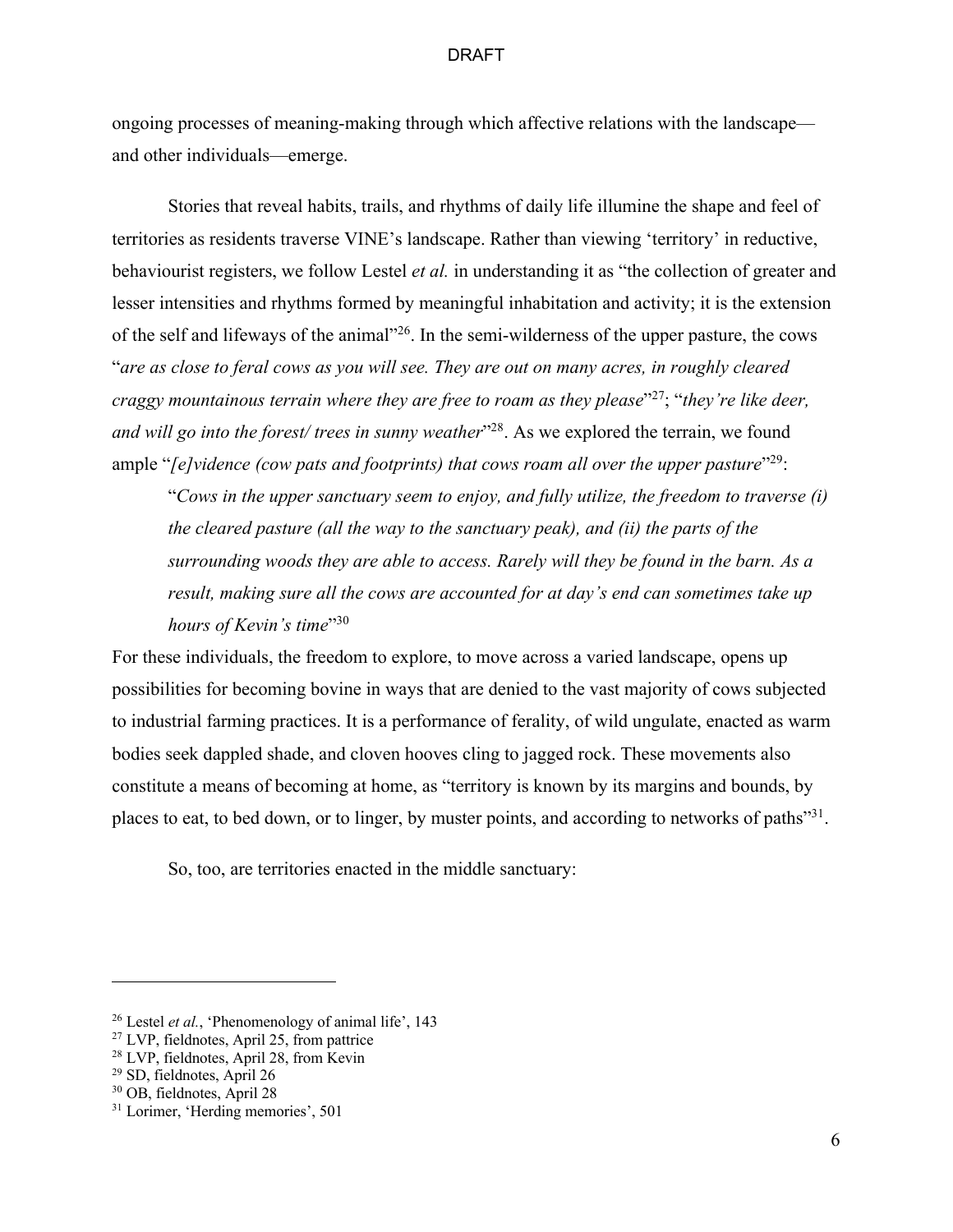ongoing processes of meaning-making through which affective relations with the landscape—and other individuals—emerge.

Stories that reveal habits, trails, and rhythms of daily life illumine the shape and feel of territories as residents traverse VINE's landscape. Rather than viewing 'territory' in reductive, behaviourist registers, we follow Lestel *et al.* in understanding it as "the collection of greater and lesser intensities and rhythms formed by meaningful inhabitation and activity; it is the extension of the self and lifeways of the animal"[26]. In the semi-wilderness of the upper pasture, the cows "*are as close to feral cows as you will see. They are out on many acres, in roughly cleared craggy mountainous terrain where they are free to roam as they please*"[27]; "*they're like deer, and will go into the forest/ trees in sunny weather*"[28]. As we explored the terrain, we found ample "*[e]vidence (cow pats and footprints) that cows roam all over the upper pasture*"[29]:

> "*Cows in the upper sanctuary seem to enjoy, and fully utilize, the freedom to traverse (i) the cleared pasture (all the way to the sanctuary peak), and (ii) the parts of the surrounding woods they are able to access. Rarely will they be found in the barn. As a result, making sure all the cows are accounted for at day's end can sometimes take up hours of Kevin's time*"[30]

For these individuals, the freedom to explore, to move across a varied landscape, opens up possibilities for becoming bovine in ways that are denied to the vast majority of cows subjected to industrial farming practices. It is a performance of ferality, of wild ungulate, enacted as warm bodies seek dappled shade, and cloven hooves cling to jagged rock. These movements also constitute a means of becoming at home, as "territory is known by its margins and bounds, by places to eat, to bed down, or to linger, by muster points, and according to networks of paths"[31].

So, too, are territories enacted in the middle sanctuary:

---

[26] Lestel *et al.*, 'Phenomenology of animal life', 143

[27] LVP, fieldnotes, April 25, from pattrice

[28] LVP, fieldnotes, April 28, from Kevin

[29] SD, fieldnotes, April 26

[30] OB, fieldnotes, April 28

[31] Lorimer, 'Herding memories', 501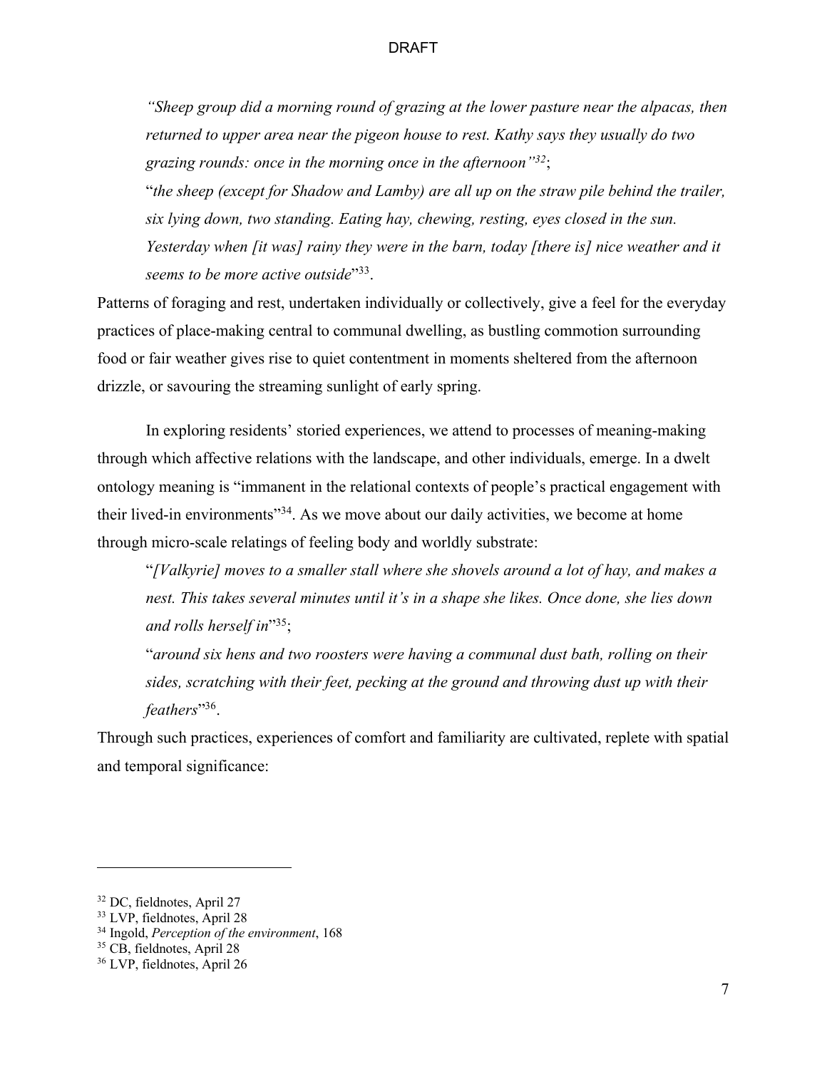> *"Sheep group did a morning round of grazing at the lower pasture near the alpacas, then returned to upper area near the pigeon house to rest. Kathy says they usually do two grazing rounds: once in the morning once in the afternoon"*[32];
>
> "*the sheep (except for Shadow and Lamby) are all up on the straw pile behind the trailer, six lying down, two standing. Eating hay, chewing, resting, eyes closed in the sun. Yesterday when [it was] rainy they were in the barn, today [there is] nice weather and it seems to be more active outside*"[33].

Patterns of foraging and rest, undertaken individually or collectively, give a feel for the everyday practices of place-making central to communal dwelling, as bustling commotion surrounding food or fair weather gives rise to quiet contentment in moments sheltered from the afternoon drizzle, or savouring the streaming sunlight of early spring.

In exploring residents' storied experiences, we attend to processes of meaning-making through which affective relations with the landscape, and other individuals, emerge. In a dwelt ontology meaning is "immanent in the relational contexts of people's practical engagement with their lived-in environments"[34]. As we move about our daily activities, we become at home through micro-scale relatings of feeling body and worldly substrate:

> "*[Valkyrie] moves to a smaller stall where she shovels around a lot of hay, and makes a nest. This takes several minutes until it's in a shape she likes. Once done, she lies down and rolls herself in*"[35];
>
> "*around six hens and two roosters were having a communal dust bath, rolling on their sides, scratching with their feet, pecking at the ground and throwing dust up with their feathers*"[36].

Through such practices, experiences of comfort and familiarity are cultivated, replete with spatial and temporal significance:

---

[32] DC, fieldnotes, April 27

[33] LVP, fieldnotes, April 28

[34] Ingold, *Perception of the environment*, 168

[35] CB, fieldnotes, April 28

[36] LVP, fieldnotes, April 26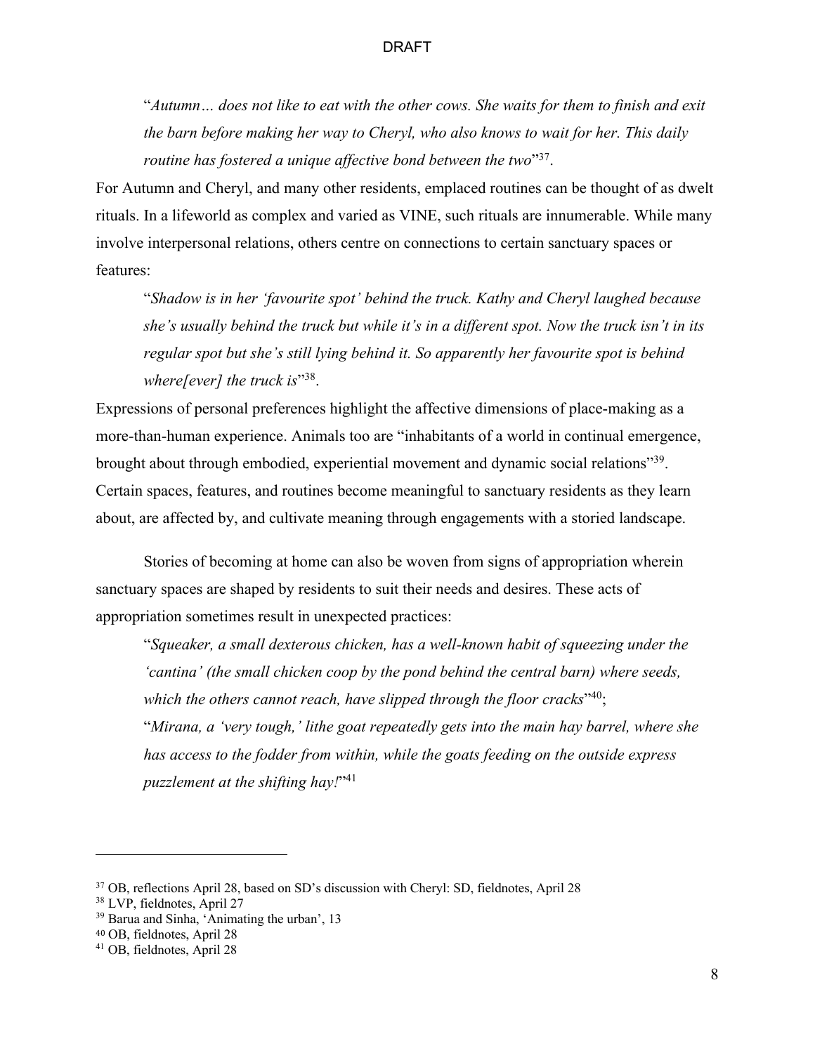> "*Autumn… does not like to eat with the other cows. She waits for them to finish and exit the barn before making her way to Cheryl, who also knows to wait for her. This daily routine has fostered a unique affective bond between the two*"[37].

For Autumn and Cheryl, and many other residents, emplaced routines can be thought of as dwelt rituals. In a lifeworld as complex and varied as VINE, such rituals are innumerable. While many involve interpersonal relations, others centre on connections to certain sanctuary spaces or features:

> "*Shadow is in her 'favourite spot' behind the truck. Kathy and Cheryl laughed because she's usually behind the truck but while it's in a different spot. Now the truck isn't in its regular spot but she's still lying behind it. So apparently her favourite spot is behind where[ever] the truck is*"[38].

Expressions of personal preferences highlight the affective dimensions of place-making as a more-than-human experience. Animals too are "inhabitants of a world in continual emergence, brought about through embodied, experiential movement and dynamic social relations"[39]. Certain spaces, features, and routines become meaningful to sanctuary residents as they learn about, are affected by, and cultivate meaning through engagements with a storied landscape.

Stories of becoming at home can also be woven from signs of appropriation wherein sanctuary spaces are shaped by residents to suit their needs and desires. These acts of appropriation sometimes result in unexpected practices:

> "*Squeaker, a small dexterous chicken, has a well-known habit of squeezing under the 'cantina' (the small chicken coop by the pond behind the central barn) where seeds, which the others cannot reach, have slipped through the floor cracks*"[40];
> "*Mirana, a 'very tough,' lithe goat repeatedly gets into the main hay barrel, where she has access to the fodder from within, while the goats feeding on the outside express puzzlement at the shifting hay!*"[41]

---

[37] OB, reflections April 28, based on SD's discussion with Cheryl: SD, fieldnotes, April 28

[38] LVP, fieldnotes, April 27

[39] Barua and Sinha, 'Animating the urban', 13

[40] OB, fieldnotes, April 28

[41] OB, fieldnotes, April 28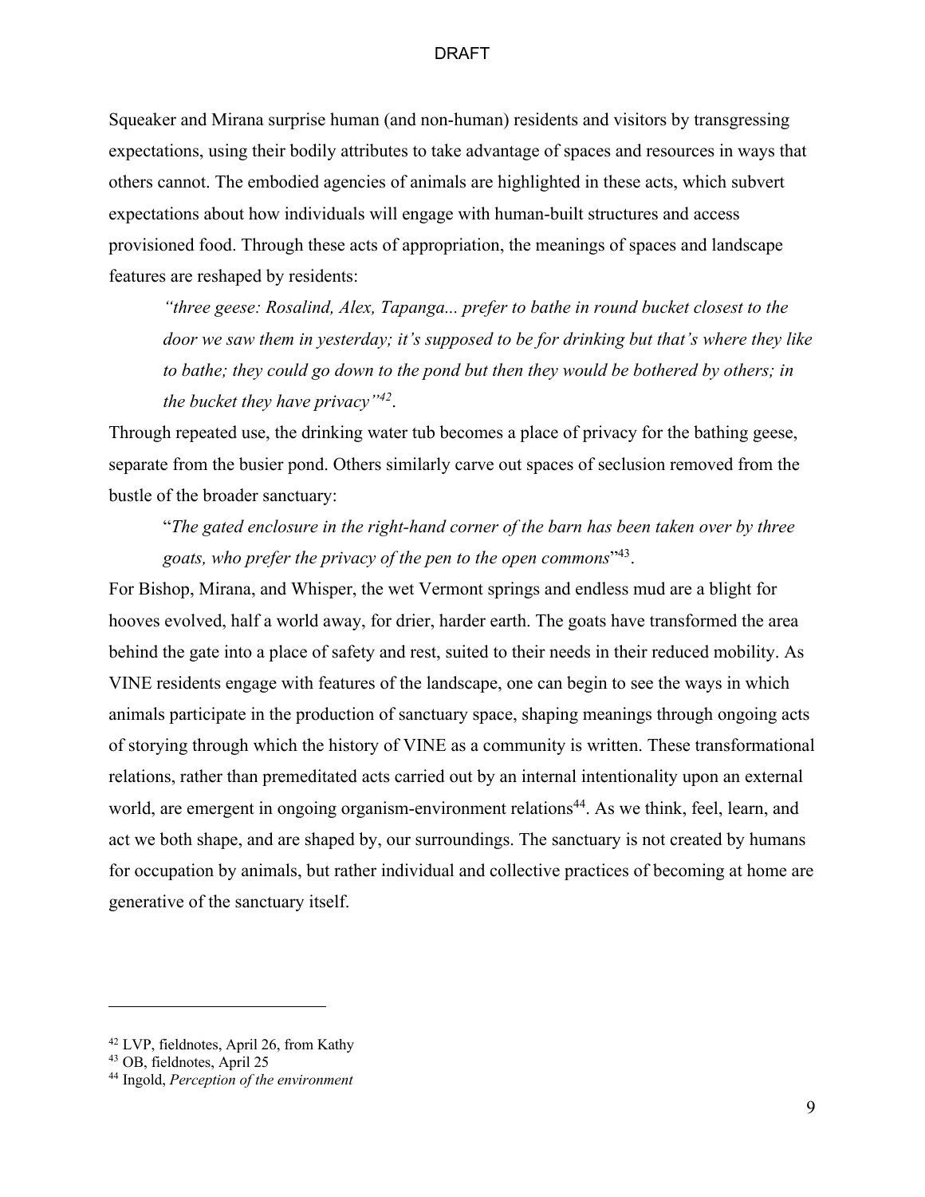Squeaker and Mirana surprise human (and non-human) residents and visitors by transgressing expectations, using their bodily attributes to take advantage of spaces and resources in ways that others cannot. The embodied agencies of animals are highlighted in these acts, which subvert expectations about how individuals will engage with human-built structures and access provisioned food. Through these acts of appropriation, the meanings of spaces and landscape features are reshaped by residents:

> *"three geese: Rosalind, Alex, Tapanga... prefer to bathe in round bucket closest to the door we saw them in yesterday; it's supposed to be for drinking but that's where they like to bathe; they could go down to the pond but then they would be bothered by others; in the bucket they have privacy"*[42].

Through repeated use, the drinking water tub becomes a place of privacy for the bathing geese, separate from the busier pond. Others similarly carve out spaces of seclusion removed from the bustle of the broader sanctuary:

> "*The gated enclosure in the right-hand corner of the barn has been taken over by three goats, who prefer the privacy of the pen to the open commons*"[43].

For Bishop, Mirana, and Whisper, the wet Vermont springs and endless mud are a blight for hooves evolved, half a world away, for drier, harder earth. The goats have transformed the area behind the gate into a place of safety and rest, suited to their needs in their reduced mobility. As VINE residents engage with features of the landscape, one can begin to see the ways in which animals participate in the production of sanctuary space, shaping meanings through ongoing acts of storying through which the history of VINE as a community is written. These transformational relations, rather than premeditated acts carried out by an internal intentionality upon an external world, are emergent in ongoing organism-environment relations[44]. As we think, feel, learn, and act we both shape, and are shaped by, our surroundings. The sanctuary is not created by humans for occupation by animals, but rather individual and collective practices of becoming at home are generative of the sanctuary itself.

---

[42] LVP, fieldnotes, April 26, from Kathy

[43] OB, fieldnotes, April 25

[44] Ingold, *Perception of the environment*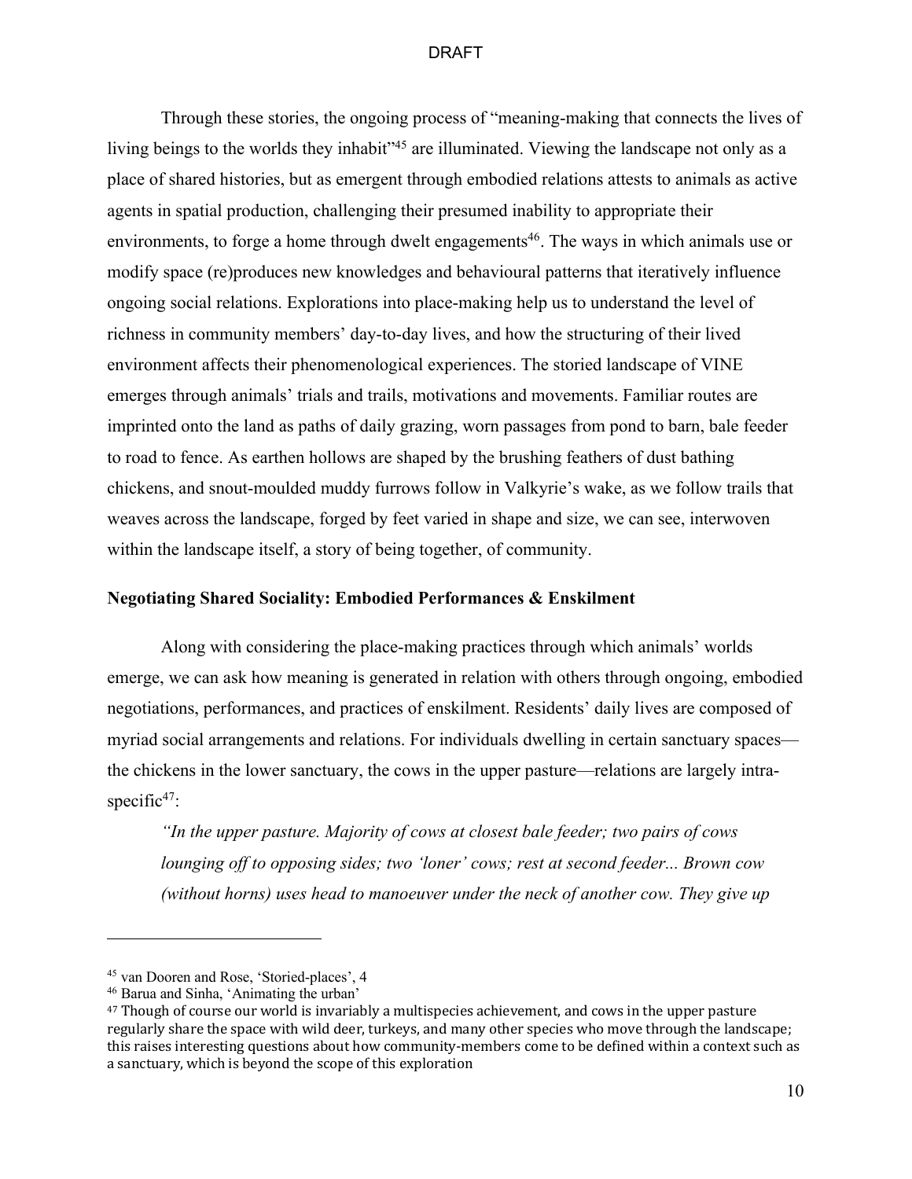Through these stories, the ongoing process of "meaning-making that connects the lives of living beings to the worlds they inhabit"[45] are illuminated. Viewing the landscape not only as a place of shared histories, but as emergent through embodied relations attests to animals as active agents in spatial production, challenging their presumed inability to appropriate their environments, to forge a home through dwelt engagements[46]. The ways in which animals use or modify space (re)produces new knowledges and behavioural patterns that iteratively influence ongoing social relations. Explorations into place-making help us to understand the level of richness in community members' day-to-day lives, and how the structuring of their lived environment affects their phenomenological experiences. The storied landscape of VINE emerges through animals' trials and trails, motivations and movements. Familiar routes are imprinted onto the land as paths of daily grazing, worn passages from pond to barn, bale feeder to road to fence. As earthen hollows are shaped by the brushing feathers of dust bathing chickens, and snout-moulded muddy furrows follow in Valkyrie's wake, as we follow trails that weaves across the landscape, forged by feet varied in shape and size, we can see, interwoven within the landscape itself, a story of being together, of community.

## Negotiating Shared Sociality: Embodied Performances & Enskilment

Along with considering the place-making practices through which animals' worlds emerge, we can ask how meaning is generated in relation with others through ongoing, embodied negotiations, performances, and practices of enskilment. Residents' daily lives are composed of myriad social arrangements and relations. For individuals dwelling in certain sanctuary spaces—the chickens in the lower sanctuary, the cows in the upper pasture—relations are largely intra-specific[47]:

> *"In the upper pasture. Majority of cows at closest bale feeder; two pairs of cows lounging off to opposing sides; two 'loner' cows; rest at second feeder... Brown cow (without horns) uses head to manoeuver under the neck of another cow. They give up*

---

[45] van Dooren and Rose, 'Storied-places', 4

[46] Barua and Sinha, 'Animating the urban'

[47] Though of course our world is invariably a multispecies achievement, and cows in the upper pasture regularly share the space with wild deer, turkeys, and many other species who move through the landscape; this raises interesting questions about how community-members come to be defined within a context such as a sanctuary, which is beyond the scope of this exploration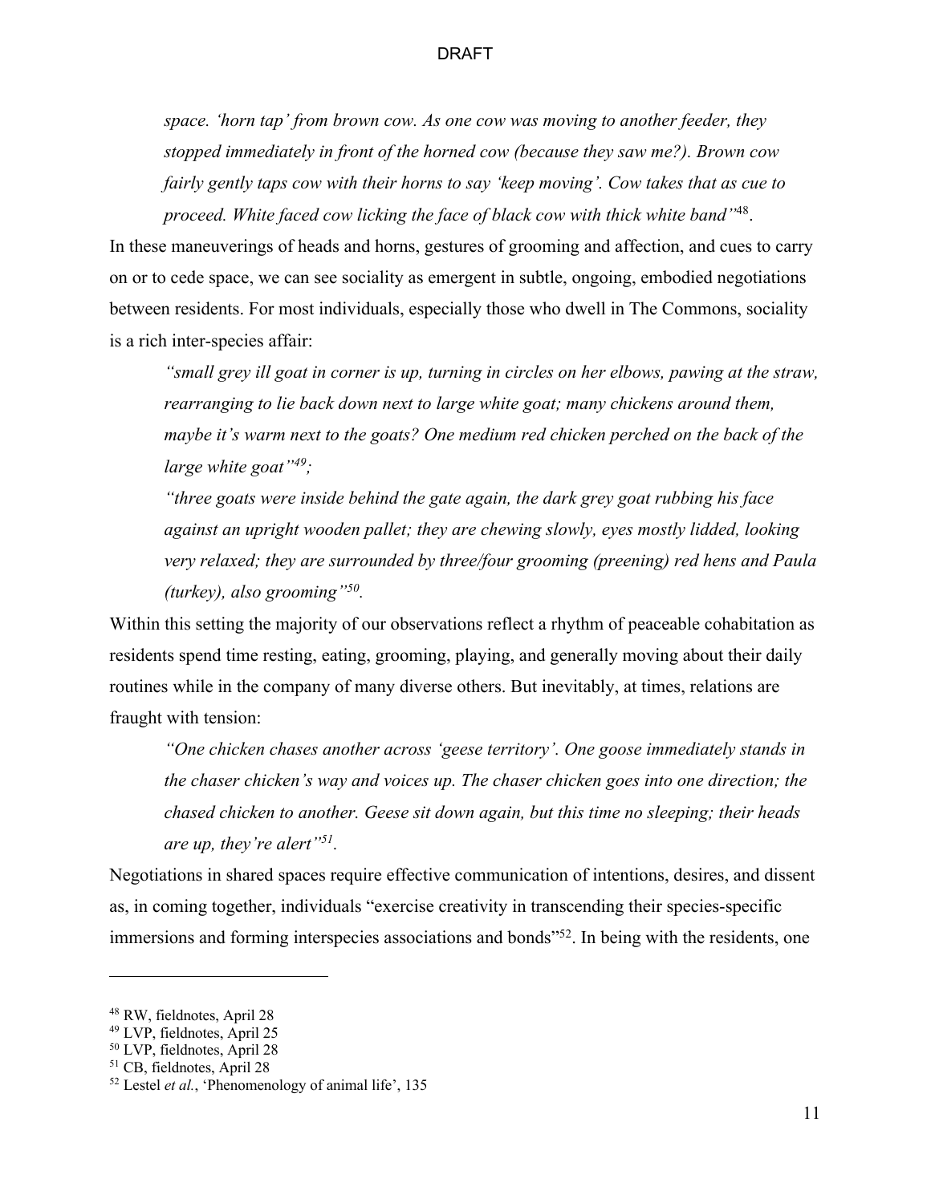> *space. 'horn tap' from brown cow. As one cow was moving to another feeder, they stopped immediately in front of the horned cow (because they saw me?). Brown cow fairly gently taps cow with their horns to say 'keep moving'. Cow takes that as cue to proceed. White faced cow licking the face of black cow with thick white band"*[48].

In these maneuverings of heads and horns, gestures of grooming and affection, and cues to carry on or to cede space, we can see sociality as emergent in subtle, ongoing, embodied negotiations between residents. For most individuals, especially those who dwell in The Commons, sociality is a rich inter-species affair:

> *"small grey ill goat in corner is up, turning in circles on her elbows, pawing at the straw, rearranging to lie back down next to large white goat; many chickens around them, maybe it's warm next to the goats? One medium red chicken perched on the back of the large white goat"*[49];
>
> *"three goats were inside behind the gate again, the dark grey goat rubbing his face against an upright wooden pallet; they are chewing slowly, eyes mostly lidded, looking very relaxed; they are surrounded by three/four grooming (preening) red hens and Paula (turkey), also grooming"*[50].

Within this setting the majority of our observations reflect a rhythm of peaceable cohabitation as residents spend time resting, eating, grooming, playing, and generally moving about their daily routines while in the company of many diverse others. But inevitably, at times, relations are fraught with tension:

> *"One chicken chases another across 'geese territory'. One goose immediately stands in the chaser chicken's way and voices up. The chaser chicken goes into one direction; the chased chicken to another. Geese sit down again, but this time no sleeping; their heads are up, they're alert"*[51].

Negotiations in shared spaces require effective communication of intentions, desires, and dissent as, in coming together, individuals "exercise creativity in transcending their species-specific immersions and forming interspecies associations and bonds"[52]. In being with the residents, one

---

[48] RW, fieldnotes, April 28

[49] LVP, fieldnotes, April 25

[50] LVP, fieldnotes, April 28

[51] CB, fieldnotes, April 28

[52] Lestel *et al.*, 'Phenomenology of animal life', 135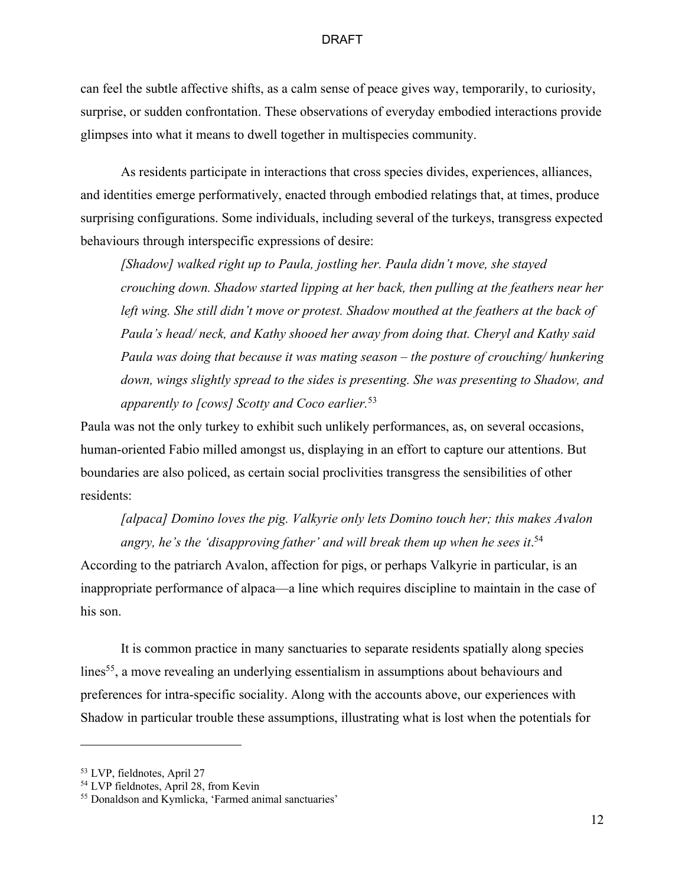can feel the subtle affective shifts, as a calm sense of peace gives way, temporarily, to curiosity, surprise, or sudden confrontation. These observations of everyday embodied interactions provide glimpses into what it means to dwell together in multispecies community.

As residents participate in interactions that cross species divides, experiences, alliances, and identities emerge performatively, enacted through embodied relatings that, at times, produce surprising configurations. Some individuals, including several of the turkeys, transgress expected behaviours through interspecific expressions of desire:

> *[Shadow] walked right up to Paula, jostling her. Paula didn't move, she stayed crouching down. Shadow started lipping at her back, then pulling at the feathers near her left wing. She still didn't move or protest. Shadow mouthed at the feathers at the back of Paula's head/ neck, and Kathy shooed her away from doing that. Cheryl and Kathy said Paula was doing that because it was mating season – the posture of crouching/ hunkering down, wings slightly spread to the sides is presenting. She was presenting to Shadow, and apparently to [cows] Scotty and Coco earlier.*[53]

Paula was not the only turkey to exhibit such unlikely performances, as, on several occasions, human-oriented Fabio milled amongst us, displaying in an effort to capture our attentions. But boundaries are also policed, as certain social proclivities transgress the sensibilities of other residents:

> *[alpaca] Domino loves the pig. Valkyrie only lets Domino touch her; this makes Avalon angry, he's the 'disapproving father' and will break them up when he sees it.*[54]

According to the patriarch Avalon, affection for pigs, or perhaps Valkyrie in particular, is an inappropriate performance of alpaca—a line which requires discipline to maintain in the case of his son.

It is common practice in many sanctuaries to separate residents spatially along species lines[55], a move revealing an underlying essentialism in assumptions about behaviours and preferences for intra-specific sociality. Along with the accounts above, our experiences with Shadow in particular trouble these assumptions, illustrating what is lost when the potentials for

---

[53] LVP, fieldnotes, April 27

[54] LVP fieldnotes, April 28, from Kevin

[55] Donaldson and Kymlicka, 'Farmed animal sanctuaries'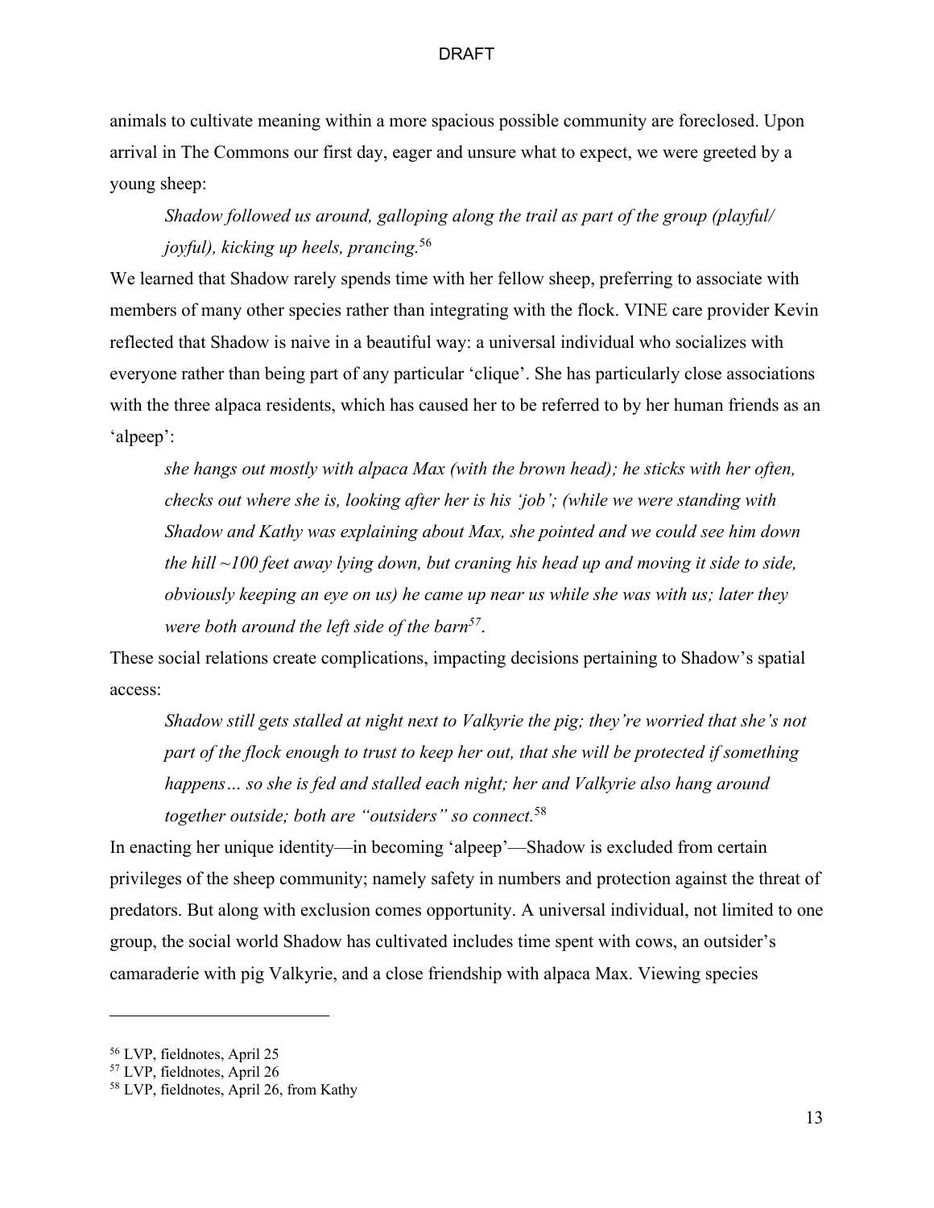animals to cultivate meaning within a more spacious possible community are foreclosed. Upon arrival in The Commons our first day, eager and unsure what to expect, we were greeted by a young sheep:

> *Shadow followed us around, galloping along the trail as part of the group (playful/ joyful), kicking up heels, prancing.*[56]

We learned that Shadow rarely spends time with her fellow sheep, preferring to associate with members of many other species rather than integrating with the flock. VINE care provider Kevin reflected that Shadow is naive in a beautiful way: a universal individual who socializes with everyone rather than being part of any particular 'clique'. She has particularly close associations with the three alpaca residents, which has caused her to be referred to by her human friends as an 'alpeep':

> *she hangs out mostly with alpaca Max (with the brown head); he sticks with her often, checks out where she is, looking after her is his 'job'; (while we were standing with Shadow and Kathy was explaining about Max, she pointed and we could see him down the hill ~100 feet away lying down, but craning his head up and moving it side to side, obviously keeping an eye on us) he came up near us while she was with us; later they were both around the left side of the barn*[57].

These social relations create complications, impacting decisions pertaining to Shadow's spatial access:

> *Shadow still gets stalled at night next to Valkyrie the pig; they're worried that she's not part of the flock enough to trust to keep her out, that she will be protected if something happens… so she is fed and stalled each night; her and Valkyrie also hang around together outside; both are "outsiders" so connect.*[58]

In enacting her unique identity—in becoming 'alpeep'—Shadow is excluded from certain privileges of the sheep community; namely safety in numbers and protection against the threat of predators. But along with exclusion comes opportunity. A universal individual, not limited to one group, the social world Shadow has cultivated includes time spent with cows, an outsider's camaraderie with pig Valkyrie, and a close friendship with alpaca Max. Viewing species

---

[56] LVP, fieldnotes, April 25

[57] LVP, fieldnotes, April 26

[58] LVP, fieldnotes, April 26, from Kathy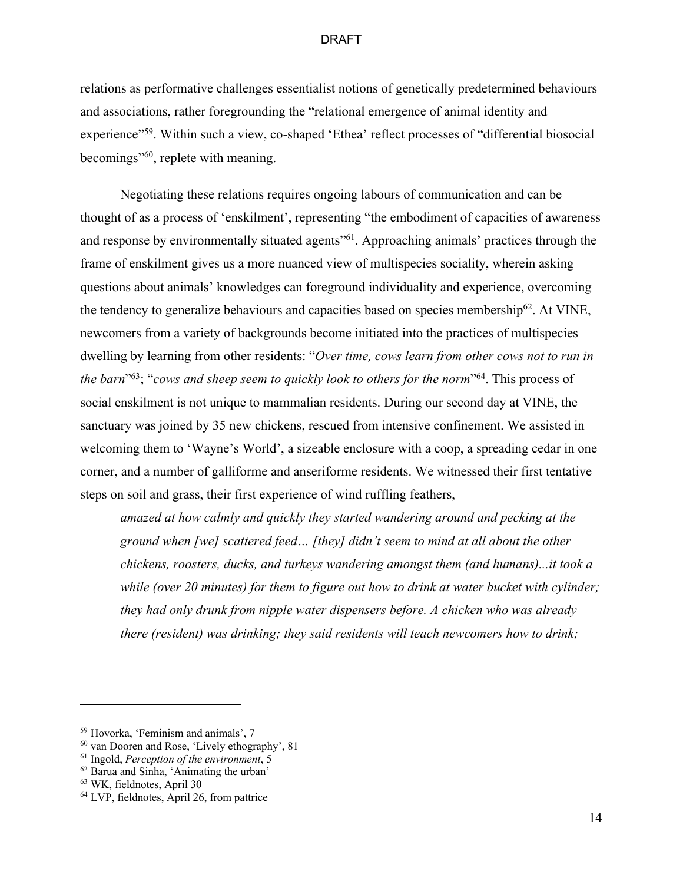relations as performative challenges essentialist notions of genetically predetermined behaviours and associations, rather foregrounding the "relational emergence of animal identity and experience"[59]. Within such a view, co-shaped 'Ethea' reflect processes of "differential biosocial becomings"[60], replete with meaning.

Negotiating these relations requires ongoing labours of communication and can be thought of as a process of 'enskilment', representing "the embodiment of capacities of awareness and response by environmentally situated agents"[61]. Approaching animals' practices through the frame of enskilment gives us a more nuanced view of multispecies sociality, wherein asking questions about animals' knowledges can foreground individuality and experience, overcoming the tendency to generalize behaviours and capacities based on species membership[62]. At VINE, newcomers from a variety of backgrounds become initiated into the practices of multispecies dwelling by learning from other residents: "*Over time, cows learn from other cows not to run in the barn*"[63]; "*cows and sheep seem to quickly look to others for the norm*"[64]. This process of social enskilment is not unique to mammalian residents. During our second day at VINE, the sanctuary was joined by 35 new chickens, rescued from intensive confinement. We assisted in welcoming them to 'Wayne's World', a sizeable enclosure with a coop, a spreading cedar in one corner, and a number of galliforme and anseriforme residents. We witnessed their first tentative steps on soil and grass, their first experience of wind ruffling feathers,

> *amazed at how calmly and quickly they started wandering around and pecking at the ground when [we] scattered feed… [they] didn't seem to mind at all about the other chickens, roosters, ducks, and turkeys wandering amongst them (and humans)...it took a while (over 20 minutes) for them to figure out how to drink at water bucket with cylinder; they had only drunk from nipple water dispensers before. A chicken who was already there (resident) was drinking; they said residents will teach newcomers how to drink;*

---

[59] Hovorka, 'Feminism and animals', 7

[60] van Dooren and Rose, 'Lively ethography', 81

[61] Ingold, *Perception of the environment*, 5

[62] Barua and Sinha, 'Animating the urban'

[63] WK, fieldnotes, April 30

[64] LVP, fieldnotes, April 26, from pattrice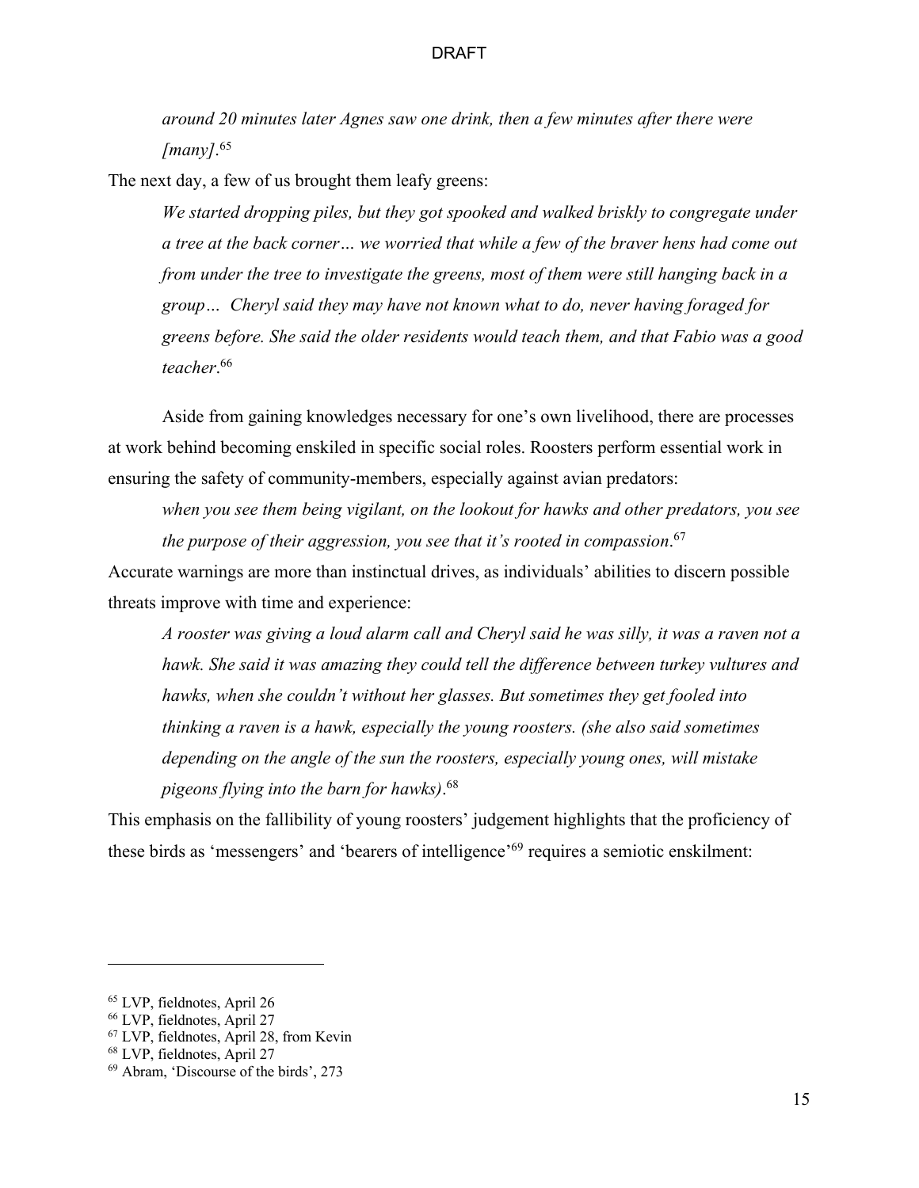*around 20 minutes later Agnes saw one drink, then a few minutes after there were [many]*.[65]

The next day, a few of us brought them leafy greens:

> *We started dropping piles, but they got spooked and walked briskly to congregate under a tree at the back corner… we worried that while a few of the braver hens had come out from under the tree to investigate the greens, most of them were still hanging back in a group… Cheryl said they may have not known what to do, never having foraged for greens before. She said the older residents would teach them, and that Fabio was a good teacher*.[66]

Aside from gaining knowledges necessary for one's own livelihood, there are processes at work behind becoming enskiled in specific social roles. Roosters perform essential work in ensuring the safety of community-members, especially against avian predators:

> *when you see them being vigilant, on the lookout for hawks and other predators, you see the purpose of their aggression, you see that it's rooted in compassion*.[67]

Accurate warnings are more than instinctual drives, as individuals' abilities to discern possible threats improve with time and experience:

> *A rooster was giving a loud alarm call and Cheryl said he was silly, it was a raven not a hawk. She said it was amazing they could tell the difference between turkey vultures and hawks, when she couldn't without her glasses. But sometimes they get fooled into thinking a raven is a hawk, especially the young roosters. (she also said sometimes depending on the angle of the sun the roosters, especially young ones, will mistake pigeons flying into the barn for hawks)*.[68]

This emphasis on the fallibility of young roosters' judgement highlights that the proficiency of these birds as 'messengers' and 'bearers of intelligence'[69] requires a semiotic enskilment:

---

[65] LVP, fieldnotes, April 26

[66] LVP, fieldnotes, April 27

[67] LVP, fieldnotes, April 28, from Kevin

[68] LVP, fieldnotes, April 27

[69] Abram, 'Discourse of the birds', 273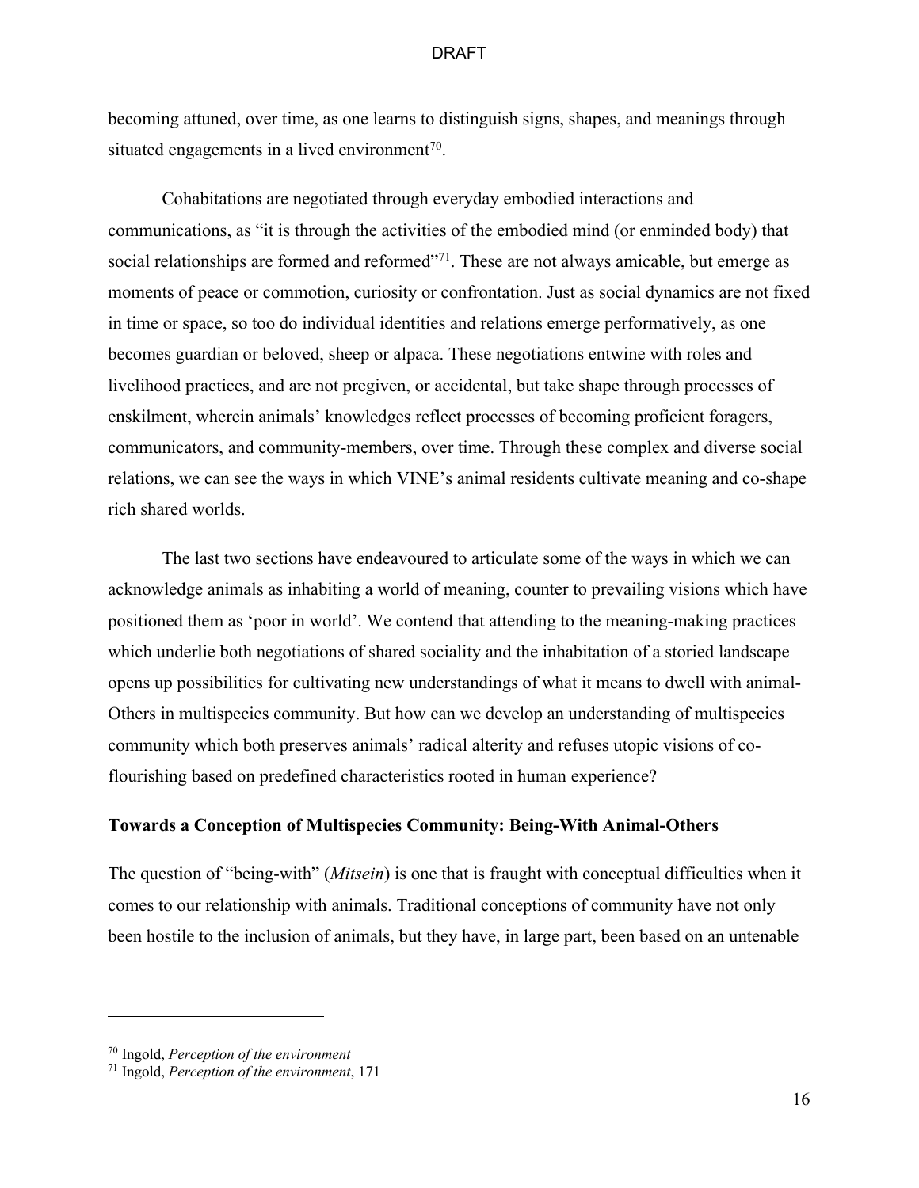becoming attuned, over time, as one learns to distinguish signs, shapes, and meanings through situated engagements in a lived environment[70].

Cohabitations are negotiated through everyday embodied interactions and communications, as "it is through the activities of the embodied mind (or enminded body) that social relationships are formed and reformed"[71]. These are not always amicable, but emerge as moments of peace or commotion, curiosity or confrontation. Just as social dynamics are not fixed in time or space, so too do individual identities and relations emerge performatively, as one becomes guardian or beloved, sheep or alpaca. These negotiations entwine with roles and livelihood practices, and are not pregiven, or accidental, but take shape through processes of enskilment, wherein animals' knowledges reflect processes of becoming proficient foragers, communicators, and community-members, over time. Through these complex and diverse social relations, we can see the ways in which VINE's animal residents cultivate meaning and co-shape rich shared worlds.

The last two sections have endeavoured to articulate some of the ways in which we can acknowledge animals as inhabiting a world of meaning, counter to prevailing visions which have positioned them as 'poor in world'. We contend that attending to the meaning-making practices which underlie both negotiations of shared sociality and the inhabitation of a storied landscape opens up possibilities for cultivating new understandings of what it means to dwell with animal-Others in multispecies community. But how can we develop an understanding of multispecies community which both preserves animals' radical alterity and refuses utopic visions of co-flourishing based on predefined characteristics rooted in human experience?

## Towards a Conception of Multispecies Community: Being-With Animal-Others

The question of "being-with" (*Mitsein*) is one that is fraught with conceptual difficulties when it comes to our relationship with animals. Traditional conceptions of community have not only been hostile to the inclusion of animals, but they have, in large part, been based on an untenable

---

[70] Ingold, *Perception of the environment*

[71] Ingold, *Perception of the environment*, 171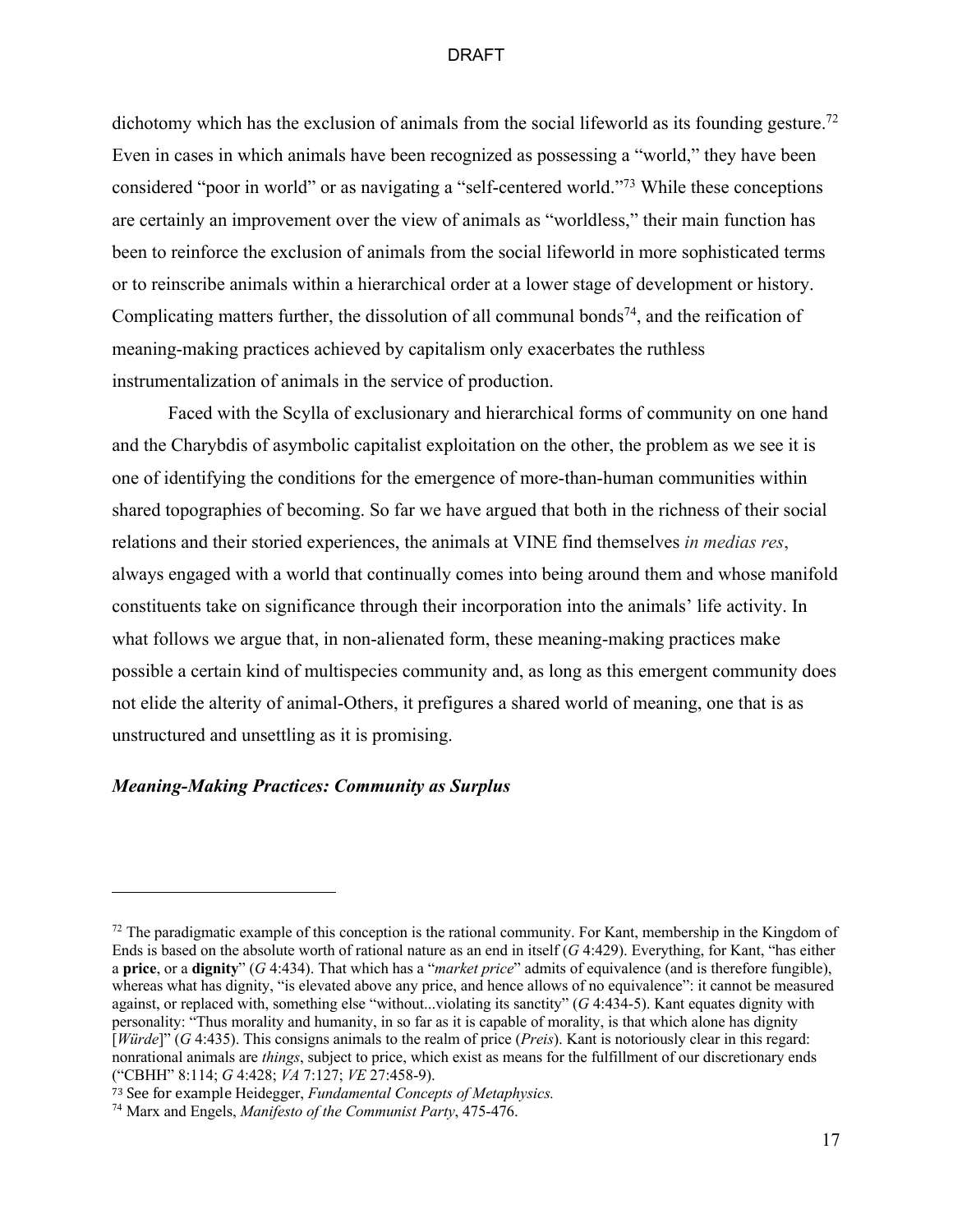dichotomy which has the exclusion of animals from the social lifeworld as its founding gesture.[72] Even in cases in which animals have been recognized as possessing a "world," they have been considered "poor in world" or as navigating a "self-centered world."[73] While these conceptions are certainly an improvement over the view of animals as "worldless," their main function has been to reinforce the exclusion of animals from the social lifeworld in more sophisticated terms or to reinscribe animals within a hierarchical order at a lower stage of development or history. Complicating matters further, the dissolution of all communal bonds[74], and the reification of meaning-making practices achieved by capitalism only exacerbates the ruthless instrumentalization of animals in the service of production.

Faced with the Scylla of exclusionary and hierarchical forms of community on one hand and the Charybdis of asymbolic capitalist exploitation on the other, the problem as we see it is one of identifying the conditions for the emergence of more-than-human communities within shared topographies of becoming. So far we have argued that both in the richness of their social relations and their storied experiences, the animals at VINE find themselves *in medias res*, always engaged with a world that continually comes into being around them and whose manifold constituents take on significance through their incorporation into the animals' life activity. In what follows we argue that, in non-alienated form, these meaning-making practices make possible a certain kind of multispecies community and, as long as this emergent community does not elide the alterity of animal-Others, it prefigures a shared world of meaning, one that is as unstructured and unsettling as it is promising.

### ***Meaning-Making Practices: Community as Surplus***

---

[72] The paradigmatic example of this conception is the rational community. For Kant, membership in the Kingdom of Ends is based on the absolute worth of rational nature as an end in itself (*G* 4:429). Everything, for Kant, "has either a **price**, or a **dignity**" (*G* 4:434). That which has a "*market price*" admits of equivalence (and is therefore fungible), whereas what has dignity, "is elevated above any price, and hence allows of no equivalence": it cannot be measured against, or replaced with, something else "without...violating its sanctity" (*G* 4:434-5). Kant equates dignity with personality: "Thus morality and humanity, in so far as it is capable of morality, is that which alone has dignity [*Würde*]" (*G* 4:435). This consigns animals to the realm of price (*Preis*). Kant is notoriously clear in this regard: nonrational animals are *things*, subject to price, which exist as means for the fulfillment of our discretionary ends ("CBHH" 8:114; *G* 4:428; *VA* 7:127; *VE* 27:458-9).

[73] See for example Heidegger, *Fundamental Concepts of Metaphysics.*

[74] Marx and Engels, *Manifesto of the Communist Party*, 475-476.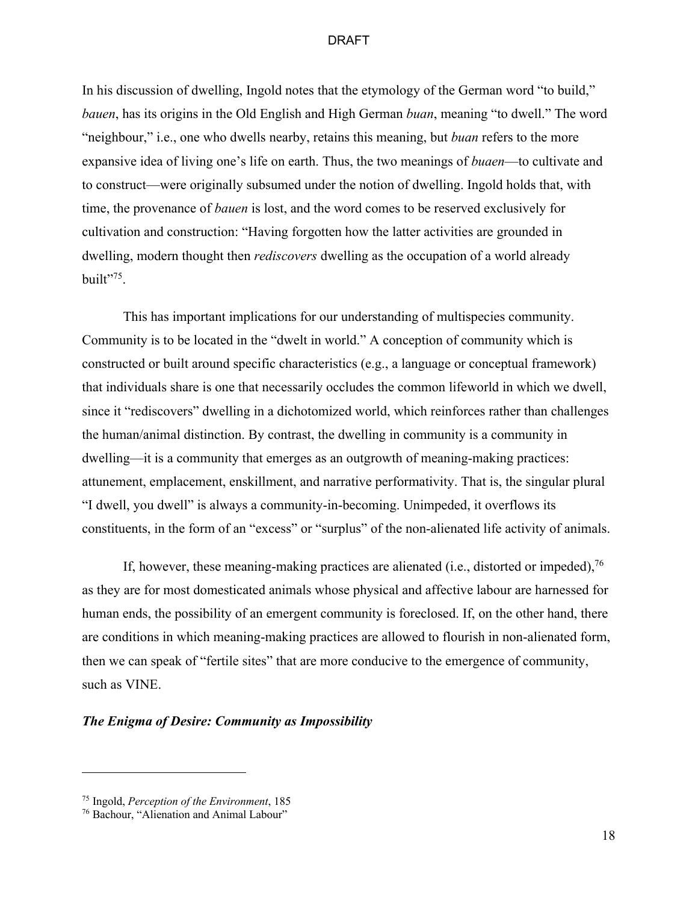In his discussion of dwelling, Ingold notes that the etymology of the German word "to build," *bauen*, has its origins in the Old English and High German *buan*, meaning "to dwell." The word "neighbour," i.e., one who dwells nearby, retains this meaning, but *buan* refers to the more expansive idea of living one's life on earth. Thus, the two meanings of *buaen*—to cultivate and to construct—were originally subsumed under the notion of dwelling. Ingold holds that, with time, the provenance of *bauen* is lost, and the word comes to be reserved exclusively for cultivation and construction: "Having forgotten how the latter activities are grounded in dwelling, modern thought then *rediscovers* dwelling as the occupation of a world already built"[75].

This has important implications for our understanding of multispecies community. Community is to be located in the "dwelt in world." A conception of community which is constructed or built around specific characteristics (e.g., a language or conceptual framework) that individuals share is one that necessarily occludes the common lifeworld in which we dwell, since it "rediscovers" dwelling in a dichotomized world, which reinforces rather than challenges the human/animal distinction. By contrast, the dwelling in community is a community in dwelling—it is a community that emerges as an outgrowth of meaning-making practices: attunement, emplacement, enskillment, and narrative performativity. That is, the singular plural "I dwell, you dwell" is always a community-in-becoming. Unimpeded, it overflows its constituents, in the form of an "excess" or "surplus" of the non-alienated life activity of animals.

If, however, these meaning-making practices are alienated (i.e., distorted or impeded),[76] as they are for most domesticated animals whose physical and affective labour are harnessed for human ends, the possibility of an emergent community is foreclosed. If, on the other hand, there are conditions in which meaning-making practices are allowed to flourish in non-alienated form, then we can speak of "fertile sites" that are more conducive to the emergence of community, such as VINE.

### ***The Enigma of Desire: Community as Impossibility***

---

[75] Ingold, *Perception of the Environment*, 185

[76] Bachour, "Alienation and Animal Labour"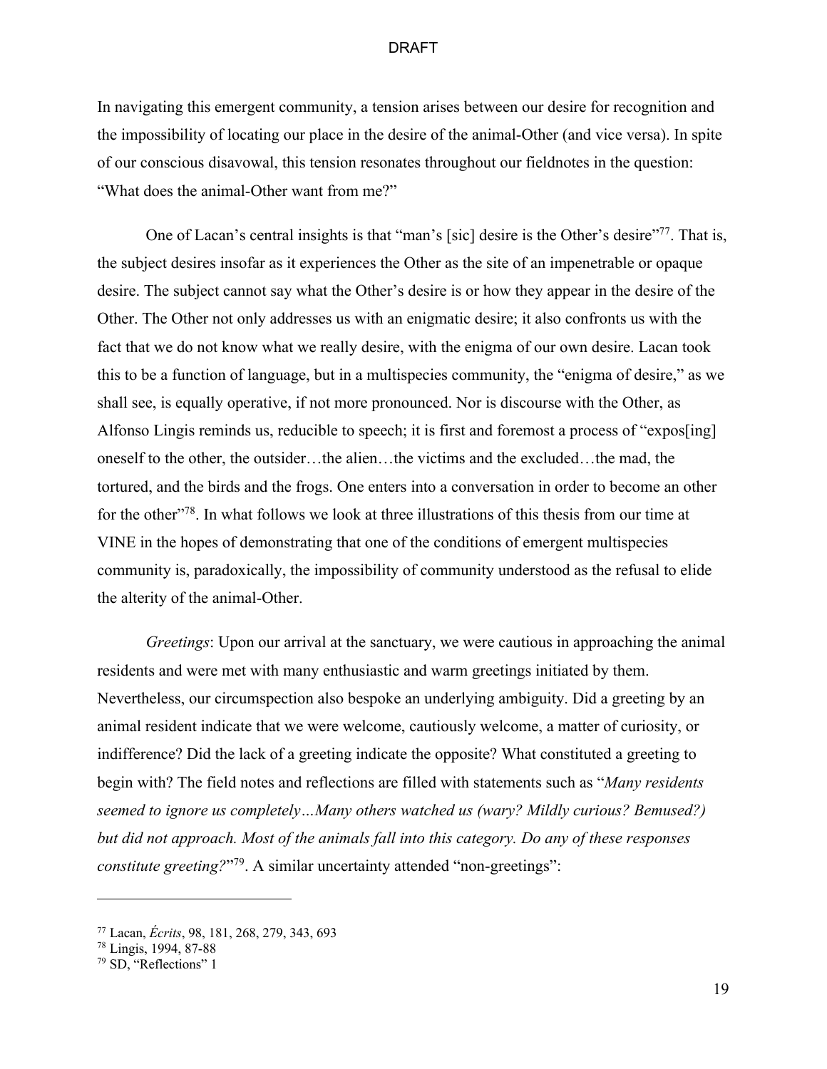In navigating this emergent community, a tension arises between our desire for recognition and the impossibility of locating our place in the desire of the animal-Other (and vice versa). In spite of our conscious disavowal, this tension resonates throughout our fieldnotes in the question: "What does the animal-Other want from me?"

One of Lacan's central insights is that "man's [sic] desire is the Other's desire"[77]. That is, the subject desires insofar as it experiences the Other as the site of an impenetrable or opaque desire. The subject cannot say what the Other's desire is or how they appear in the desire of the Other. The Other not only addresses us with an enigmatic desire; it also confronts us with the fact that we do not know what we really desire, with the enigma of our own desire. Lacan took this to be a function of language, but in a multispecies community, the "enigma of desire," as we shall see, is equally operative, if not more pronounced. Nor is discourse with the Other, as Alfonso Lingis reminds us, reducible to speech; it is first and foremost a process of "expos[ing] oneself to the other, the outsider…the alien…the victims and the excluded…the mad, the tortured, and the birds and the frogs. One enters into a conversation in order to become an other for the other"[78]. In what follows we look at three illustrations of this thesis from our time at VINE in the hopes of demonstrating that one of the conditions of emergent multispecies community is, paradoxically, the impossibility of community understood as the refusal to elide the alterity of the animal-Other.

*Greetings*: Upon our arrival at the sanctuary, we were cautious in approaching the animal residents and were met with many enthusiastic and warm greetings initiated by them. Nevertheless, our circumspection also bespoke an underlying ambiguity. Did a greeting by an animal resident indicate that we were welcome, cautiously welcome, a matter of curiosity, or indifference? Did the lack of a greeting indicate the opposite? What constituted a greeting to begin with? The field notes and reflections are filled with statements such as "*Many residents seemed to ignore us completely…Many others watched us (wary? Mildly curious? Bemused?) but did not approach. Most of the animals fall into this category. Do any of these responses constitute greeting?*"[79]. A similar uncertainty attended "non-greetings":

---

[77] Lacan, *Écrits*, 98, 181, 268, 279, 343, 693

[78] Lingis, 1994, 87-88

[79] SD, "Reflections" 1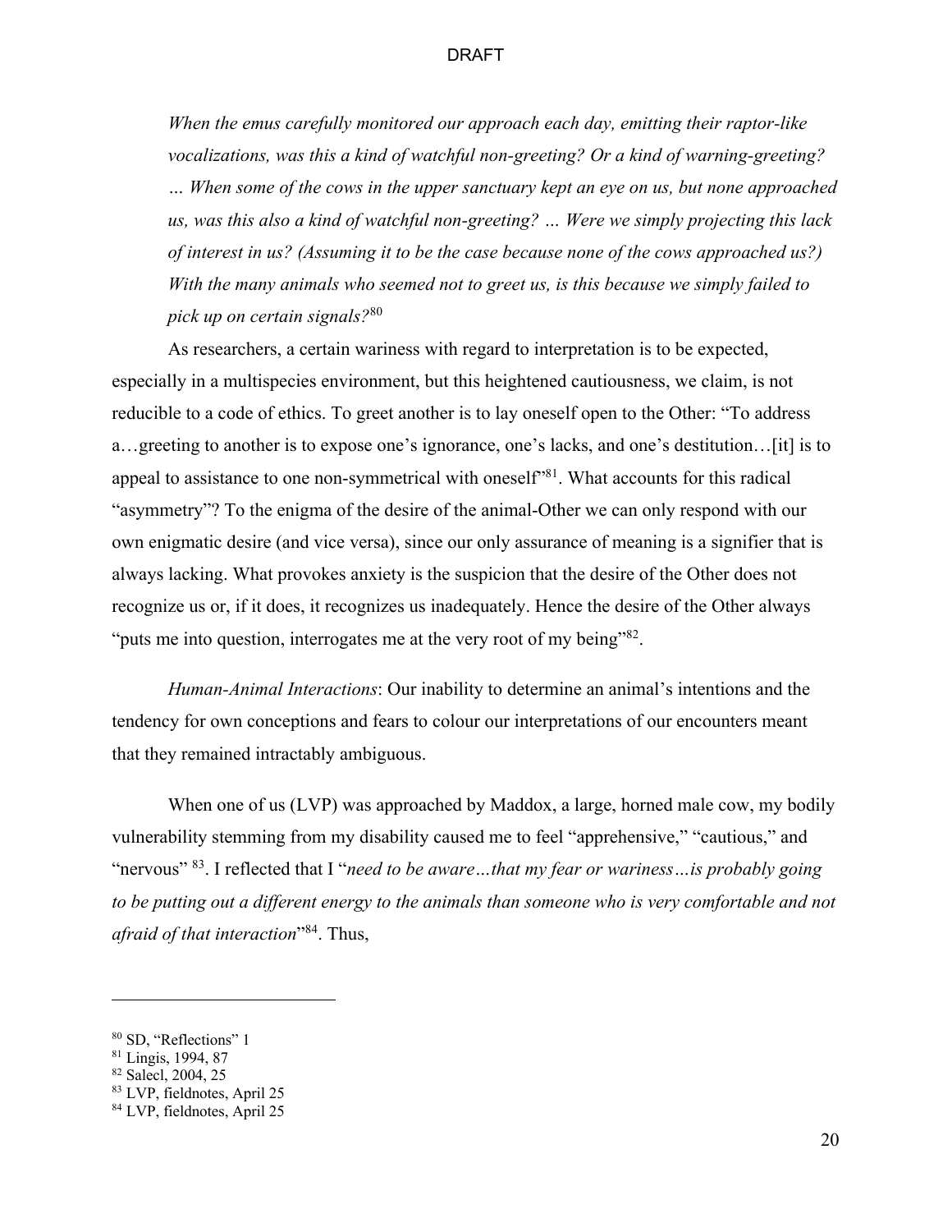> *When the emus carefully monitored our approach each day, emitting their raptor-like vocalizations, was this a kind of watchful non-greeting? Or a kind of warning-greeting? … When some of the cows in the upper sanctuary kept an eye on us, but none approached us, was this also a kind of watchful non-greeting? … Were we simply projecting this lack of interest in us? (Assuming it to be the case because none of the cows approached us?) With the many animals who seemed not to greet us, is this because we simply failed to pick up on certain signals?*[80]

As researchers, a certain wariness with regard to interpretation is to be expected, especially in a multispecies environment, but this heightened cautiousness, we claim, is not reducible to a code of ethics. To greet another is to lay oneself open to the Other: "To address a…greeting to another is to expose one's ignorance, one's lacks, and one's destitution…[it] is to appeal to assistance to one non-symmetrical with oneself"[81]. What accounts for this radical "asymmetry"? To the enigma of the desire of the animal-Other we can only respond with our own enigmatic desire (and vice versa), since our only assurance of meaning is a signifier that is always lacking. What provokes anxiety is the suspicion that the desire of the Other does not recognize us or, if it does, it recognizes us inadequately. Hence the desire of the Other always "puts me into question, interrogates me at the very root of my being"[82].

*Human-Animal Interactions*: Our inability to determine an animal's intentions and the tendency for own conceptions and fears to colour our interpretations of our encounters meant that they remained intractably ambiguous.

When one of us (LVP) was approached by Maddox, a large, horned male cow, my bodily vulnerability stemming from my disability caused me to feel "apprehensive," "cautious," and "nervous" [83]. I reflected that I "*need to be aware…that my fear or wariness…is probably going to be putting out a different energy to the animals than someone who is very comfortable and not afraid of that interaction*"[84]. Thus,

---

[80] SD, "Reflections" 1

[81] Lingis, 1994, 87

[82] Salecl, 2004, 25

[83] LVP, fieldnotes, April 25

[84] LVP, fieldnotes, April 25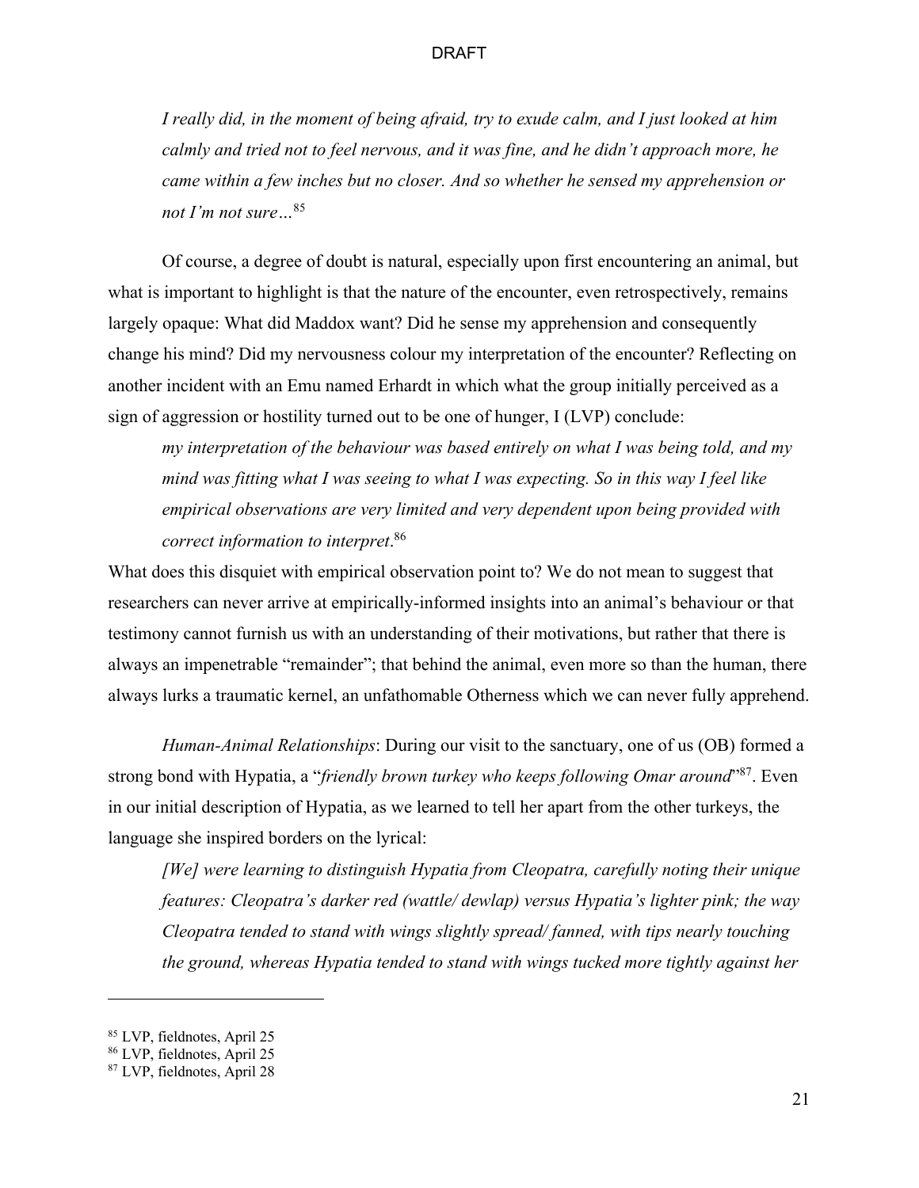> *I really did, in the moment of being afraid, try to exude calm, and I just looked at him calmly and tried not to feel nervous, and it was fine, and he didn't approach more, he came within a few inches but no closer. And so whether he sensed my apprehension or not I'm not sure…*[85]

Of course, a degree of doubt is natural, especially upon first encountering an animal, but what is important to highlight is that the nature of the encounter, even retrospectively, remains largely opaque: What did Maddox want? Did he sense my apprehension and consequently change his mind? Did my nervousness colour my interpretation of the encounter? Reflecting on another incident with an Emu named Erhardt in which what the group initially perceived as a sign of aggression or hostility turned out to be one of hunger, I (LVP) conclude:

> *my interpretation of the behaviour was based entirely on what I was being told, and my mind was fitting what I was seeing to what I was expecting. So in this way I feel like empirical observations are very limited and very dependent upon being provided with correct information to interpret*.[86]

What does this disquiet with empirical observation point to? We do not mean to suggest that researchers can never arrive at empirically-informed insights into an animal's behaviour or that testimony cannot furnish us with an understanding of their motivations, but rather that there is always an impenetrable "remainder"; that behind the animal, even more so than the human, there always lurks a traumatic kernel, an unfathomable Otherness which we can never fully apprehend.

*Human-Animal Relationships*: During our visit to the sanctuary, one of us (OB) formed a strong bond with Hypatia, a "*friendly brown turkey who keeps following Omar around*"[87]. Even in our initial description of Hypatia, as we learned to tell her apart from the other turkeys, the language she inspired borders on the lyrical:

> *[We] were learning to distinguish Hypatia from Cleopatra, carefully noting their unique features: Cleopatra's darker red (wattle/ dewlap) versus Hypatia's lighter pink; the way Cleopatra tended to stand with wings slightly spread/ fanned, with tips nearly touching the ground, whereas Hypatia tended to stand with wings tucked more tightly against her*

---

[85] LVP, fieldnotes, April 25
[86] LVP, fieldnotes, April 25
[87] LVP, fieldnotes, April 28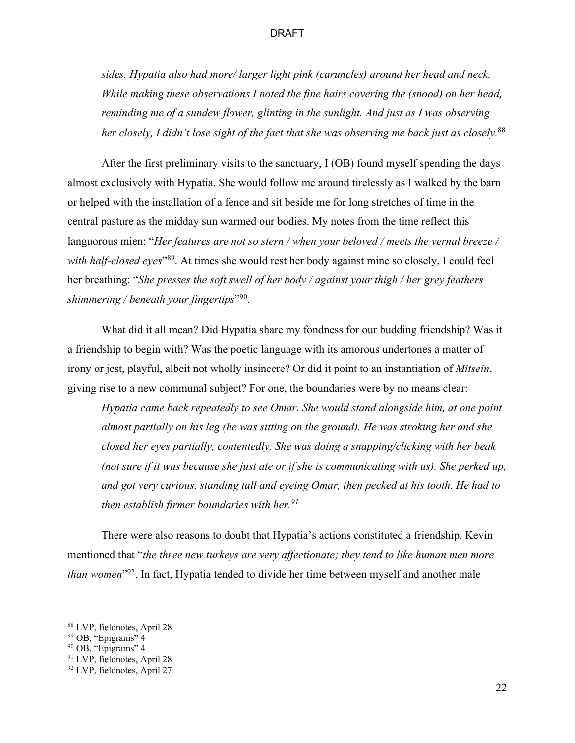> *sides. Hypatia also had more/ larger light pink (caruncles) around her head and neck. While making these observations I noted the fine hairs covering the (snood) on her head, reminding me of a sundew flower, glinting in the sunlight. And just as I was observing her closely, I didn't lose sight of the fact that she was observing me back just as closely.*[88]

After the first preliminary visits to the sanctuary, I (OB) found myself spending the days almost exclusively with Hypatia. She would follow me around tirelessly as I walked by the barn or helped with the installation of a fence and sit beside me for long stretches of time in the central pasture as the midday sun warmed our bodies. My notes from the time reflect this languorous mien: "*Her features are not so stern / when your beloved / meets the vernal breeze / with half-closed eyes*"[89]. At times she would rest her body against mine so closely, I could feel her breathing: "*She presses the soft swell of her body / against your thigh / her grey feathers shimmering / beneath your fingertips*"[90].

What did it all mean? Did Hypatia share my fondness for our budding friendship? Was it a friendship to begin with? Was the poetic language with its amorous undertones a matter of irony or jest, playful, albeit not wholly insincere? Or did it point to an instantiation of *Mitsein*, giving rise to a new communal subject? For one, the boundaries were by no means clear:

> *Hypatia came back repeatedly to see Omar. She would stand alongside him, at one point almost partially on his leg (he was sitting on the ground). He was stroking her and she closed her eyes partially, contentedly. She was doing a snapping/clicking with her beak (not sure if it was because she just ate or if she is communicating with us). She perked up, and got very curious, standing tall and eyeing Omar, then pecked at his tooth. He had to then establish firmer boundaries with her.*[91]

There were also reasons to doubt that Hypatia's actions constituted a friendship. Kevin mentioned that "*the three new turkeys are very affectionate; they tend to like human men more than women*"[92]. In fact, Hypatia tended to divide her time between myself and another male

---

[88] LVP, fieldnotes, April 28
[89] OB, "Epigrams" 4
[90] OB, "Epigrams" 4
[91] LVP, fieldnotes, April 28
[92] LVP, fieldnotes, April 27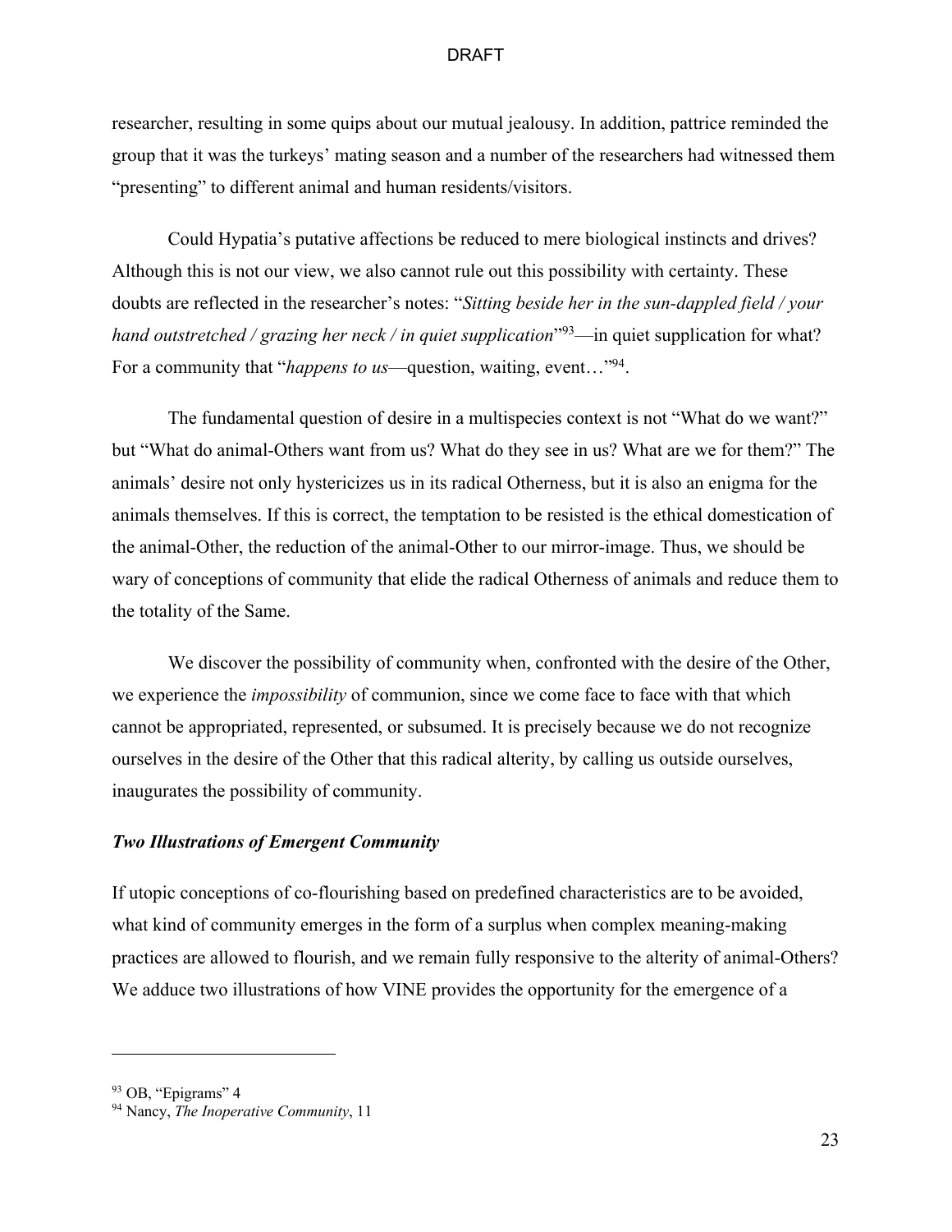researcher, resulting in some quips about our mutual jealousy. In addition, pattrice reminded the group that it was the turkeys' mating season and a number of the researchers had witnessed them "presenting" to different animal and human residents/visitors.

Could Hypatia's putative affections be reduced to mere biological instincts and drives? Although this is not our view, we also cannot rule out this possibility with certainty. These doubts are reflected in the researcher's notes: "*Sitting beside her in the sun-dappled field / your hand outstretched / grazing her neck / in quiet supplication*"[93]—in quiet supplication for what? For a community that "*happens to us*—question, waiting, event…"[94].

The fundamental question of desire in a multispecies context is not "What do we want?" but "What do animal-Others want from us? What do they see in us? What are we for them?" The animals' desire not only hystericizes us in its radical Otherness, but it is also an enigma for the animals themselves. If this is correct, the temptation to be resisted is the ethical domestication of the animal-Other, the reduction of the animal-Other to our mirror-image. Thus, we should be wary of conceptions of community that elide the radical Otherness of animals and reduce them to the totality of the Same.

We discover the possibility of community when, confronted with the desire of the Other, we experience the *impossibility* of communion, since we come face to face with that which cannot be appropriated, represented, or subsumed. It is precisely because we do not recognize ourselves in the desire of the Other that this radical alterity, by calling us outside ourselves, inaugurates the possibility of community.

### *Two Illustrations of Emergent Community*

If utopic conceptions of co-flourishing based on predefined characteristics are to be avoided, what kind of community emerges in the form of a surplus when complex meaning-making practices are allowed to flourish, and we remain fully responsive to the alterity of animal-Others? We adduce two illustrations of how VINE provides the opportunity for the emergence of a

---

[93] OB, "Epigrams" 4

[94] Nancy, *The Inoperative Community*, 11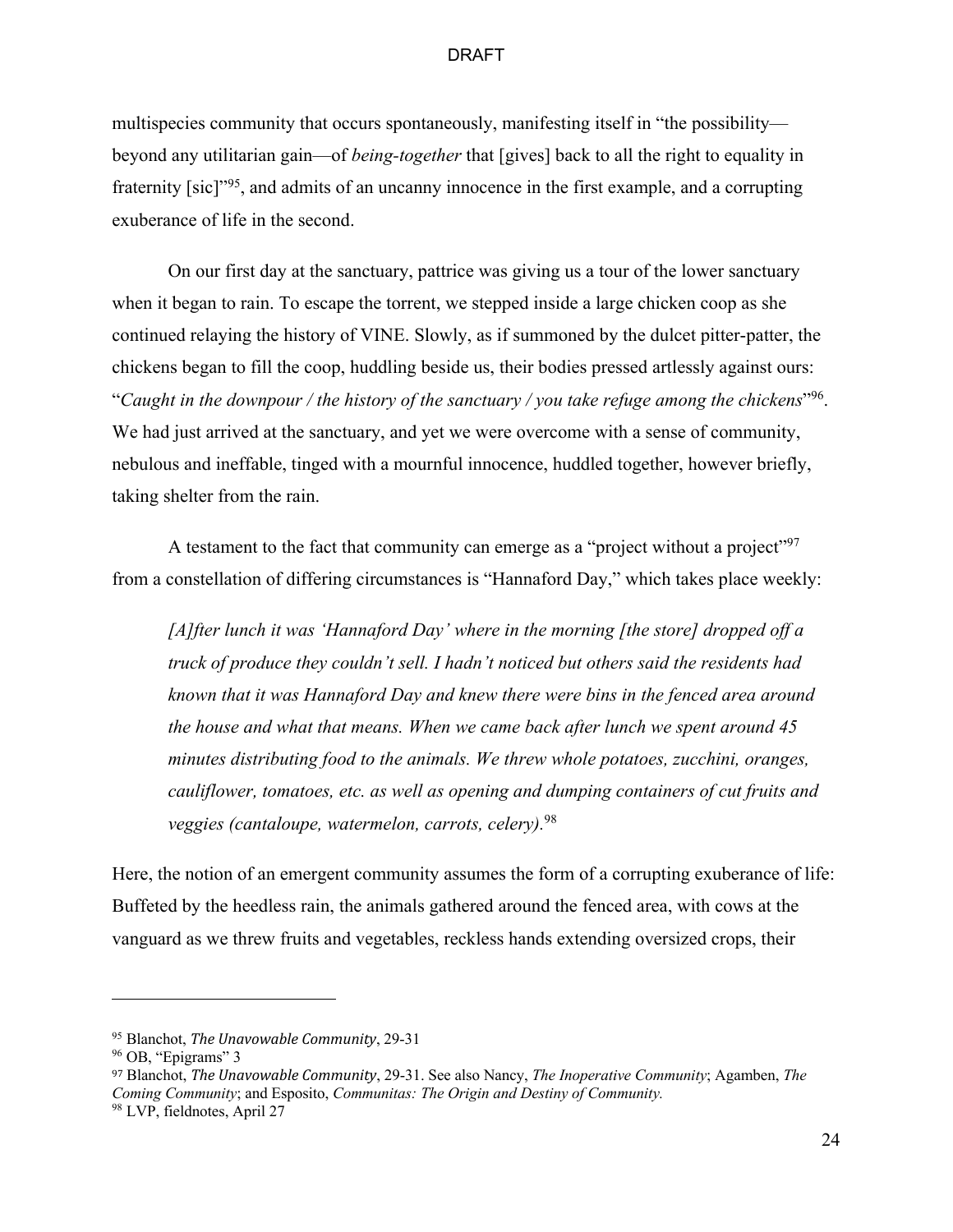multispecies community that occurs spontaneously, manifesting itself in "the possibility—beyond any utilitarian gain—of *being-together* that [gives] back to all the right to equality in fraternity [sic]"[95], and admits of an uncanny innocence in the first example, and a corrupting exuberance of life in the second.

On our first day at the sanctuary, pattrice was giving us a tour of the lower sanctuary when it began to rain. To escape the torrent, we stepped inside a large chicken coop as she continued relaying the history of VINE. Slowly, as if summoned by the dulcet pitter-patter, the chickens began to fill the coop, huddling beside us, their bodies pressed artlessly against ours: "*Caught in the downpour / the history of the sanctuary / you take refuge among the chickens*"[96]. We had just arrived at the sanctuary, and yet we were overcome with a sense of community, nebulous and ineffable, tinged with a mournful innocence, huddled together, however briefly, taking shelter from the rain.

A testament to the fact that community can emerge as a "project without a project"[97] from a constellation of differing circumstances is "Hannaford Day," which takes place weekly:

> *[A]fter lunch it was 'Hannaford Day' where in the morning [the store] dropped off a truck of produce they couldn't sell. I hadn't noticed but others said the residents had known that it was Hannaford Day and knew there were bins in the fenced area around the house and what that means. When we came back after lunch we spent around 45 minutes distributing food to the animals. We threw whole potatoes, zucchini, oranges, cauliflower, tomatoes, etc. as well as opening and dumping containers of cut fruits and veggies (cantaloupe, watermelon, carrots, celery).*[98]

Here, the notion of an emergent community assumes the form of a corrupting exuberance of life: Buffeted by the heedless rain, the animals gathered around the fenced area, with cows at the vanguard as we threw fruits and vegetables, reckless hands extending oversized crops, their

---

[95] Blanchot, *The Unavowable Community*, 29-31

[96] OB, "Epigrams" 3

[97] Blanchot, *The Unavowable Community*, 29-31. See also Nancy, *The Inoperative Community*; Agamben, *The Coming Community*; and Esposito, *Communitas: The Origin and Destiny of Community.*

[98] LVP, fieldnotes, April 27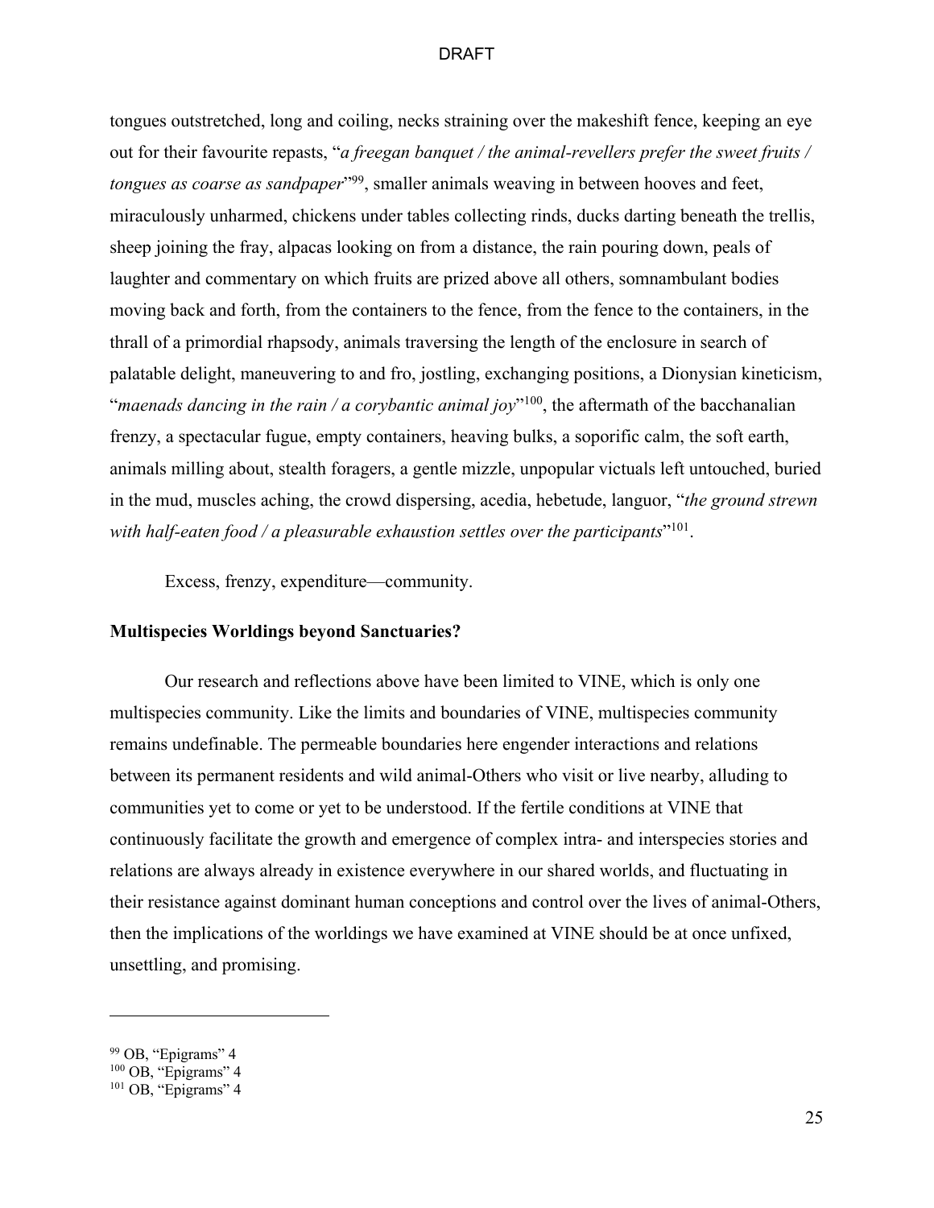tongues outstretched, long and coiling, necks straining over the makeshift fence, keeping an eye out for their favourite repasts, "*a freegan banquet / the animal-revellers prefer the sweet fruits / tongues as coarse as sandpaper*"[99], smaller animals weaving in between hooves and feet, miraculously unharmed, chickens under tables collecting rinds, ducks darting beneath the trellis, sheep joining the fray, alpacas looking on from a distance, the rain pouring down, peals of laughter and commentary on which fruits are prized above all others, somnambulant bodies moving back and forth, from the containers to the fence, from the fence to the containers, in the thrall of a primordial rhapsody, animals traversing the length of the enclosure in search of palatable delight, maneuvering to and fro, jostling, exchanging positions, a Dionysian kineticism, "*maenads dancing in the rain / a corybantic animal joy*"[100], the aftermath of the bacchanalian frenzy, a spectacular fugue, empty containers, heaving bulks, a soporific calm, the soft earth, animals milling about, stealth foragers, a gentle mizzle, unpopular victuals left untouched, buried in the mud, muscles aching, the crowd dispersing, acedia, hebetude, languor, "*the ground strewn with half-eaten food / a pleasurable exhaustion settles over the participants*"[101].

Excess, frenzy, expenditure—community.

**Multispecies Worldings beyond Sanctuaries?**

Our research and reflections above have been limited to VINE, which is only one multispecies community. Like the limits and boundaries of VINE, multispecies community remains undefinable. The permeable boundaries here engender interactions and relations between its permanent residents and wild animal-Others who visit or live nearby, alluding to communities yet to come or yet to be understood. If the fertile conditions at VINE that continuously facilitate the growth and emergence of complex intra- and interspecies stories and relations are always already in existence everywhere in our shared worlds, and fluctuating in their resistance against dominant human conceptions and control over the lives of animal-Others, then the implications of the worldings we have examined at VINE should be at once unfixed, unsettling, and promising.

---

[99] OB, "Epigrams" 4
[100] OB, "Epigrams" 4
[101] OB, "Epigrams" 4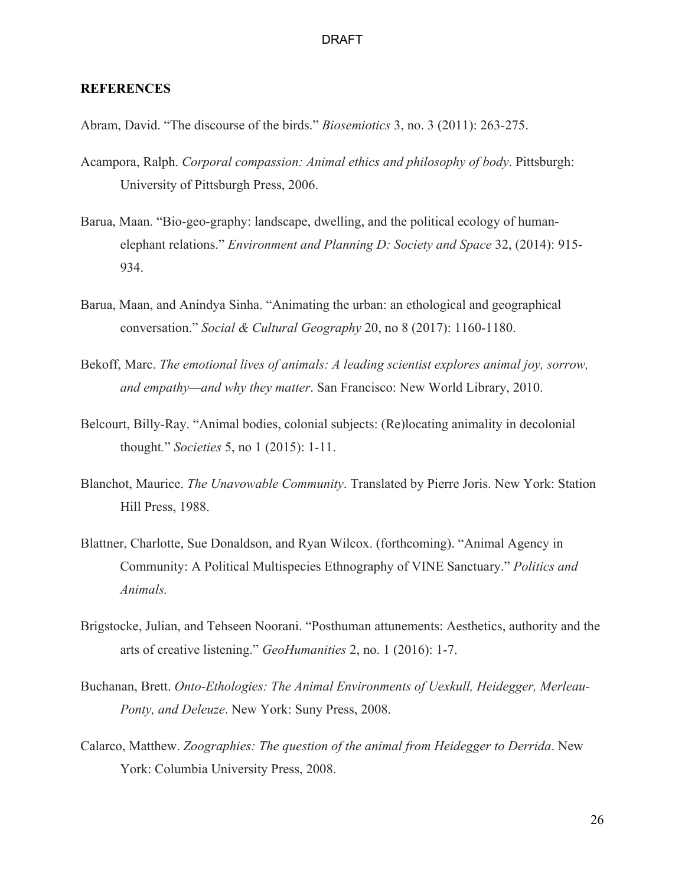## REFERENCES

Abram, David. "The discourse of the birds." *Biosemiotics* 3, no. 3 (2011): 263-275.

Acampora, Ralph. *Corporal compassion: Animal ethics and philosophy of body*. Pittsburgh: University of Pittsburgh Press, 2006.

Barua, Maan. "Bio-geo-graphy: landscape, dwelling, and the political ecology of human-elephant relations." *Environment and Planning D: Society and Space* 32, (2014): 915-934.

Barua, Maan, and Anindya Sinha. "Animating the urban: an ethological and geographical conversation." *Social & Cultural Geography* 20, no 8 (2017): 1160-1180.

Bekoff, Marc. *The emotional lives of animals: A leading scientist explores animal joy, sorrow, and empathy—and why they matter*. San Francisco: New World Library, 2010.

Belcourt, Billy-Ray. "Animal bodies, colonial subjects: (Re)locating animality in decolonial thought." *Societies* 5, no 1 (2015): 1-11.

Blanchot, Maurice. *The Unavowable Community*. Translated by Pierre Joris. New York: Station Hill Press, 1988.

Blattner, Charlotte, Sue Donaldson, and Ryan Wilcox. (forthcoming). "Animal Agency in Community: A Political Multispecies Ethnography of VINE Sanctuary." *Politics and Animals.*

Brigstocke, Julian, and Tehseen Noorani. "Posthuman attunements: Aesthetics, authority and the arts of creative listening." *GeoHumanities* 2, no. 1 (2016): 1-7.

Buchanan, Brett. *Onto-Ethologies: The Animal Environments of Uexkull, Heidegger, Merleau-Ponty, and Deleuze*. New York: Suny Press, 2008.

Calarco, Matthew. *Zoographies: The question of the animal from Heidegger to Derrida*. New York: Columbia University Press, 2008.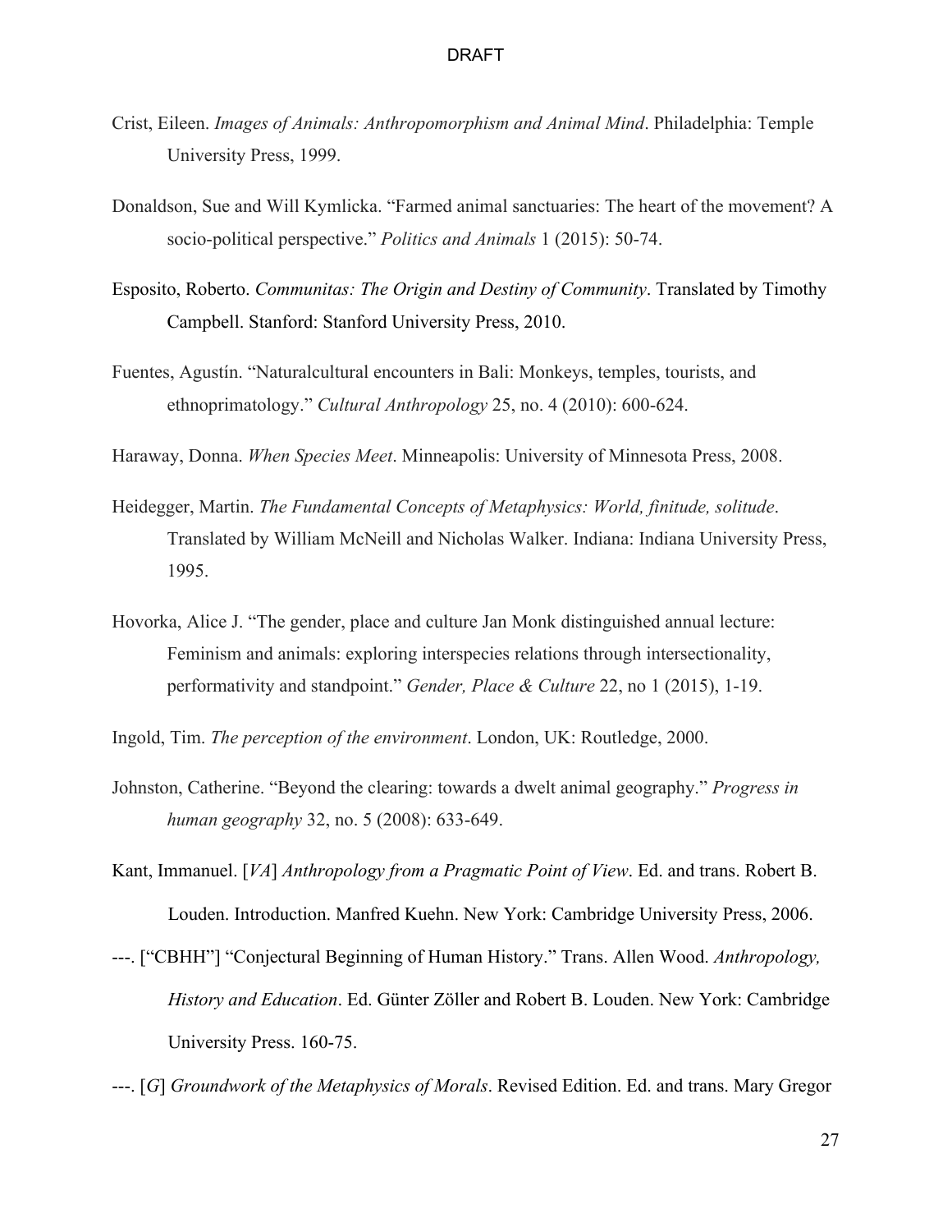Crist, Eileen. *Images of Animals: Anthropomorphism and Animal Mind*. Philadelphia: Temple University Press, 1999.

Donaldson, Sue and Will Kymlicka. "Farmed animal sanctuaries: The heart of the movement? A socio-political perspective." *Politics and Animals* 1 (2015): 50-74.

Esposito, Roberto. *Communitas: The Origin and Destiny of Community*. Translated by Timothy Campbell. Stanford: Stanford University Press, 2010.

Fuentes, Agustín. "Naturalcultural encounters in Bali: Monkeys, temples, tourists, and ethnoprimatology." *Cultural Anthropology* 25, no. 4 (2010): 600-624.

Haraway, Donna. *When Species Meet*. Minneapolis: University of Minnesota Press, 2008.

Heidegger, Martin. *The Fundamental Concepts of Metaphysics: World, finitude, solitude*. Translated by William McNeill and Nicholas Walker. Indiana: Indiana University Press, 1995.

Hovorka, Alice J. "The gender, place and culture Jan Monk distinguished annual lecture: Feminism and animals: exploring interspecies relations through intersectionality, performativity and standpoint." *Gender, Place & Culture* 22, no 1 (2015), 1-19.

Ingold, Tim. *The perception of the environment*. London, UK: Routledge, 2000.

Johnston, Catherine. "Beyond the clearing: towards a dwelt animal geography." *Progress in human geography* 32, no. 5 (2008): 633-649.

Kant, Immanuel. [*VA*] *Anthropology from a Pragmatic Point of View*. Ed. and trans. Robert B. Louden. Introduction. Manfred Kuehn. New York: Cambridge University Press, 2006.

---. ["CBHH"] "Conjectural Beginning of Human History." Trans. Allen Wood. *Anthropology, History and Education*. Ed. Günter Zöller and Robert B. Louden. New York: Cambridge University Press. 160-75.

---. [*G*] *Groundwork of the Metaphysics of Morals*. Revised Edition. Ed. and trans. Mary Gregor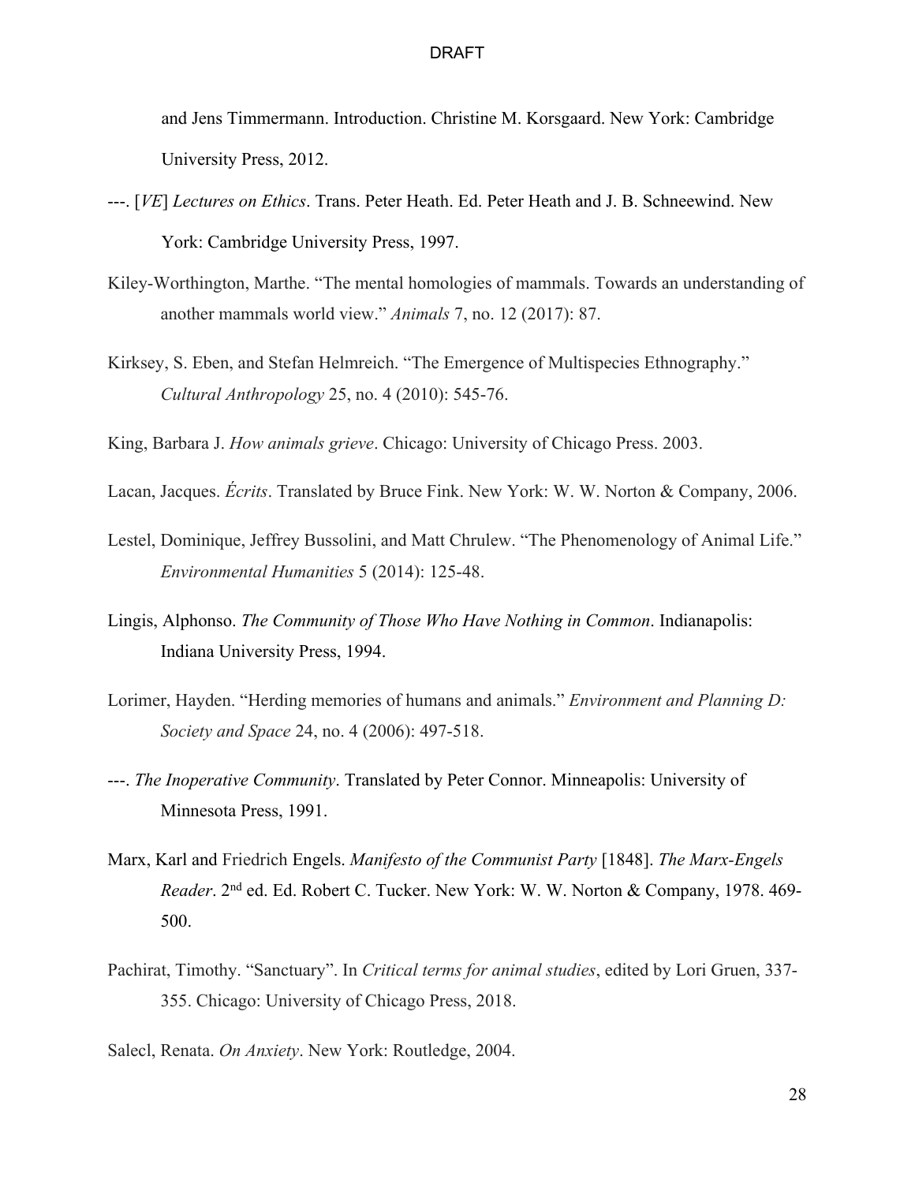and Jens Timmermann. Introduction. Christine M. Korsgaard. New York: Cambridge University Press, 2012.

---. [*VE*] *Lectures on Ethics*. Trans. Peter Heath. Ed. Peter Heath and J. B. Schneewind. New York: Cambridge University Press, 1997.

Kiley-Worthington, Marthe. "The mental homologies of mammals. Towards an understanding of another mammals world view." *Animals* 7, no. 12 (2017): 87.

Kirksey, S. Eben, and Stefan Helmreich. "The Emergence of Multispecies Ethnography." *Cultural Anthropology* 25, no. 4 (2010): 545-76.

King, Barbara J. *How animals grieve*. Chicago: University of Chicago Press. 2003.

Lacan, Jacques. *Écrits*. Translated by Bruce Fink. New York: W. W. Norton & Company, 2006.

Lestel, Dominique, Jeffrey Bussolini, and Matt Chrulew. "The Phenomenology of Animal Life." *Environmental Humanities* 5 (2014): 125-48.

Lingis, Alphonso. *The Community of Those Who Have Nothing in Common*. Indianapolis: Indiana University Press, 1994.

Lorimer, Hayden. "Herding memories of humans and animals." *Environment and Planning D: Society and Space* 24, no. 4 (2006): 497-518.

---. *The Inoperative Community*. Translated by Peter Connor. Minneapolis: University of Minnesota Press, 1991.

Marx, Karl and Friedrich Engels. *Manifesto of the Communist Party* [1848]. *The Marx-Engels Reader*. 2nd ed. Ed. Robert C. Tucker. New York: W. W. Norton & Company, 1978. 469-500.

Pachirat, Timothy. "Sanctuary". In *Critical terms for animal studies*, edited by Lori Gruen, 337-355. Chicago: University of Chicago Press, 2018.

Salecl, Renata. *On Anxiety*. New York: Routledge, 2004.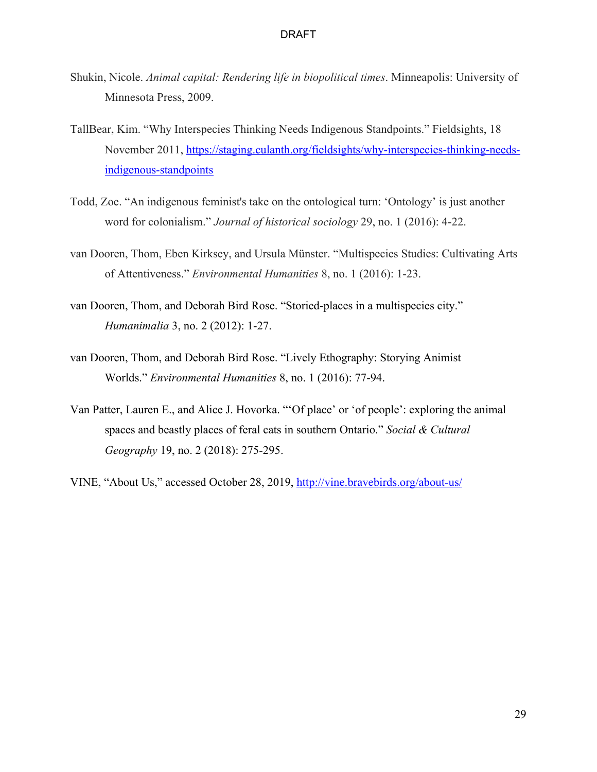Shukin, Nicole. *Animal capital: Rendering life in biopolitical times*. Minneapolis: University of Minnesota Press, 2009.

TallBear, Kim. "Why Interspecies Thinking Needs Indigenous Standpoints." Fieldsights, 18 November 2011, https://staging.culanth.org/fieldsights/why-interspecies-thinking-needs-indigenous-standpoints

Todd, Zoe. "An indigenous feminist's take on the ontological turn: 'Ontology' is just another word for colonialism." *Journal of historical sociology* 29, no. 1 (2016): 4-22.

van Dooren, Thom, Eben Kirksey, and Ursula Münster. "Multispecies Studies: Cultivating Arts of Attentiveness." *Environmental Humanities* 8, no. 1 (2016): 1-23.

van Dooren, Thom, and Deborah Bird Rose. "Storied-places in a multispecies city." *Humanimalia* 3, no. 2 (2012): 1-27.

van Dooren, Thom, and Deborah Bird Rose. "Lively Ethography: Storying Animist Worlds." *Environmental Humanities* 8, no. 1 (2016): 77-94.

Van Patter, Lauren E., and Alice J. Hovorka. "'Of place' or 'of people': exploring the animal spaces and beastly places of feral cats in southern Ontario." *Social & Cultural Geography* 19, no. 2 (2018): 275-295.

VINE, "About Us," accessed October 28, 2019, http://vine.bravebirds.org/about-us/